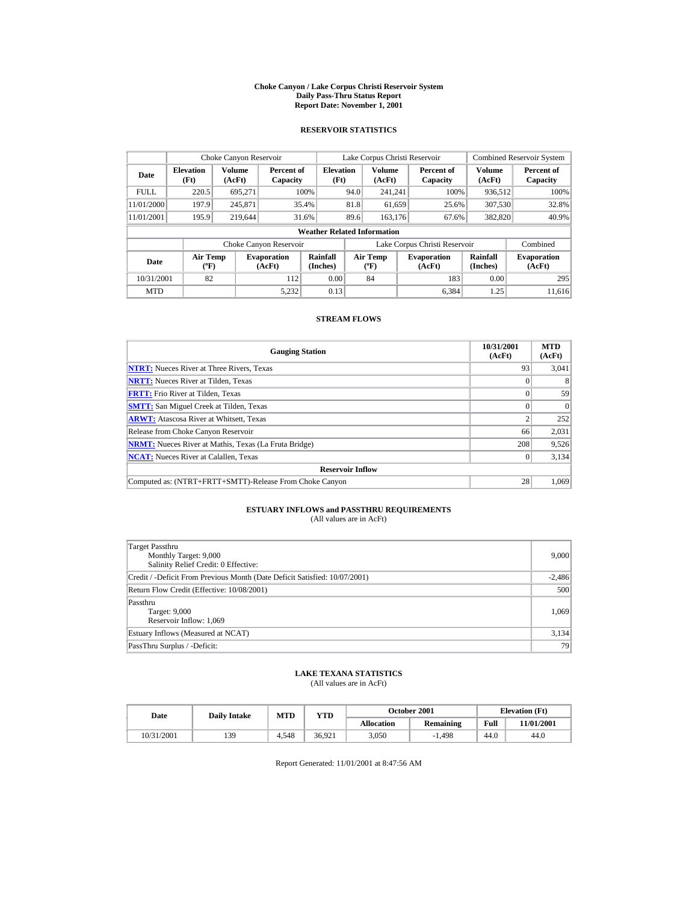# Choke Canyon / Lake Corpus Christi Reservoir System
## Daily Pass-Thru Status Report
### Report Date: November 1, 2001

## RESERVOIR STATISTICS

| | Choke Canyon Reservoir | | | Lake Corpus Christi Reservoir | | | Combined Reservoir System | |
|---|---|---|---|---|---|---|---|---|
| Date | Elevation (Ft) | Volume (AcFt) | Percent of Capacity | Elevation (Ft) | Volume (AcFt) | Percent of Capacity | Volume (AcFt) | Percent of Capacity |
| FULL | 220.5 | 695,271 | 100% | 94.0 | 241,241 | 100% | 936,512 | 100% |
| 11/01/2000 | 197.9 | 245,871 | 35.4% | 81.8 | 61,659 | 25.6% | 307,530 | 32.8% |
| 11/01/2001 | 195.9 | 219,644 | 31.6% | 89.6 | 163,176 | 67.6% | 382,820 | 40.9% |

**Weather Related Information**

| | Choke Canyon Reservoir | | | Lake Corpus Christi Reservoir | | | Combined |
|---|---|---|---|---|---|---|---|
| Date | Air Temp (ºF) | Evaporation (AcFt) | Rainfall (Inches) | Air Temp (ºF) | Evaporation (AcFt) | Rainfall (Inches) | Evaporation (AcFt) |
| 10/31/2001 | 82 | 112 | 0.00 | 84 | 183 | 0.00 | 295 |
| MTD | | 5,232 | 0.13 | | 6,384 | 1.25 | 11,616 |

## STREAM FLOWS

| Gauging Station | 10/31/2001 (AcFt) | MTD (AcFt) |
|---|---|---|
| **NTRT:** Nueces River at Three Rivers, Texas | 93 | 3,041 |
| **NRTT:** Nueces River at Tilden, Texas | 0 | 8 |
| **FRTT:** Frio River at Tilden, Texas | 0 | 59 |
| **SMTT:** San Miguel Creek at Tilden, Texas | 0 | 0 |
| **ARWT:** Atascosa River at Whitsett, Texas | 2 | 252 |
| Release from Choke Canyon Reservoir | 66 | 2,031 |
| **NRMT:** Nueces River at Mathis, Texas (La Fruta Bridge) | 208 | 9,526 |
| **NCAT:** Nueces River at Calallen, Texas | 0 | 3,134 |
| **Reservoir Inflow** | | |
| Computed as: (NTRT+FRTT+SMTT)-Release From Choke Canyon | 28 | 1,069 |

## ESTUARY INFLOWS and PASSTHRU REQUIREMENTS
(All values are in AcFt)

| | |
|---|---|
| Target Passthru<br>Monthly Target: 9,000<br>Salinity Relief Credit: 0 Effective: | 9,000 |
| Credit / -Deficit From Previous Month (Date Deficit Satisfied: 10/07/2001) | -2,486 |
| Return Flow Credit (Effective: 10/08/2001) | 500 |
| Passthru<br>Target: 9,000<br>Reservoir Inflow: 1,069 | 1,069 |
| Estuary Inflows (Measured at NCAT) | 3,134 |
| PassThru Surplus / -Deficit: | 79 |

## LAKE TEXANA STATISTICS
(All values are in AcFt)

| Date | Daily Intake | MTD | YTD | October 2001 | | Elevation (Ft) | |
|---|---|---|---|---|---|---|---|
| | | | | Allocation | Remaining | Full | 11/01/2001 |
| 10/31/2001 | 139 | 4,548 | 36,921 | 3,050 | -1,498 | 44.0 | 44.0 |

Report Generated: 11/01/2001 at 8:47:56 AM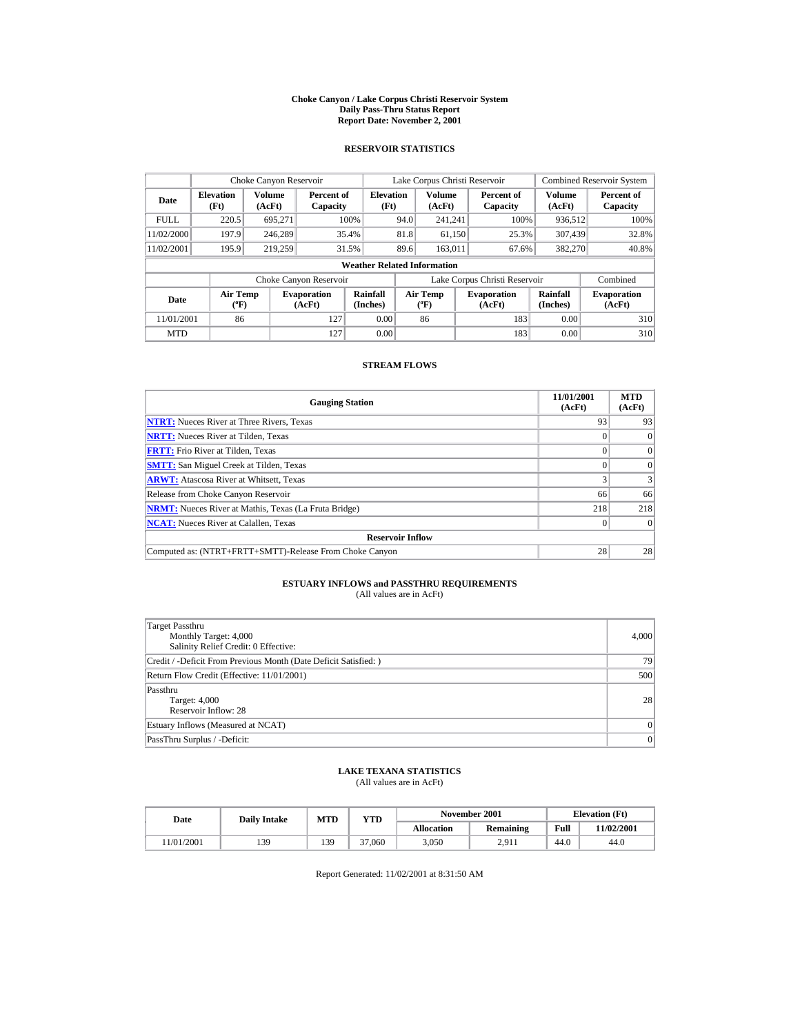# Choke Canyon / Lake Corpus Christi Reservoir System
## Daily Pass-Thru Status Report
## Report Date: November 2, 2001

### RESERVOIR STATISTICS

| Date | Choke Canyon Reservoir | | | Lake Corpus Christi Reservoir | | | Combined Reservoir System | |
|---|---|---|---|---|---|---|---|---|
| | Elevation (Ft) | Volume (AcFt) | Percent of Capacity | Elevation (Ft) | Volume (AcFt) | Percent of Capacity | Volume (AcFt) | Percent of Capacity |
| FULL | 220.5 | 695,271 | 100% | 94.0 | 241,241 | 100% | 936,512 | 100% |
| 11/02/2000 | 197.9 | 246,289 | 35.4% | 81.8 | 61,150 | 25.3% | 307,439 | 32.8% |
| 11/02/2001 | 195.9 | 219,259 | 31.5% | 89.6 | 163,011 | 67.6% | 382,270 | 40.8% |

**Weather Related Information**

| Date | Choke Canyon Reservoir | | | Lake Corpus Christi Reservoir | | | Combined |
|---|---|---|---|---|---|---|---|
| | Air Temp (ºF) | Evaporation (AcFt) | Rainfall (Inches) | Air Temp (ºF) | Evaporation (AcFt) | Rainfall (Inches) | Evaporation (AcFt) |
| 11/01/2001 | 86 | 127 | 0.00 | 86 | 183 | 0.00 | 310 |
| MTD | | 127 | 0.00 | | 183 | 0.00 | 310 |

### STREAM FLOWS

| Gauging Station | 11/01/2001 (AcFt) | MTD (AcFt) |
|---|---|---|
| NTRT: Nueces River at Three Rivers, Texas | 93 | 93 |
| NRTT: Nueces River at Tilden, Texas | 0 | 0 |
| FRTT: Frio River at Tilden, Texas | 0 | 0 |
| SMTT: San Miguel Creek at Tilden, Texas | 0 | 0 |
| ARWT: Atascosa River at Whitsett, Texas | 3 | 3 |
| Release from Choke Canyon Reservoir | 66 | 66 |
| NRMT: Nueces River at Mathis, Texas (La Fruta Bridge) | 218 | 218 |
| NCAT: Nueces River at Calallen, Texas | 0 | 0 |
| **Reservoir Inflow** | | |
| Computed as: (NTRT+FRTT+SMTT)-Release From Choke Canyon | 28 | 28 |

### ESTUARY INFLOWS and PASSTHRU REQUIREMENTS
(All values are in AcFt)

| | |
|---|---|
| Target Passthru<br>Monthly Target: 4,000<br>Salinity Relief Credit: 0 Effective: | 4,000 |
| Credit / -Deficit From Previous Month (Date Deficit Satisfied: ) | 79 |
| Return Flow Credit (Effective: 11/01/2001) | 500 |
| Passthru<br>Target: 4,000<br>Reservoir Inflow: 28 | 28 |
| Estuary Inflows (Measured at NCAT) | 0 |
| PassThru Surplus / -Deficit: | 0 |

### LAKE TEXANA STATISTICS
(All values are in AcFt)

| Date | Daily Intake | MTD | YTD | November 2001 | | Elevation (Ft) | |
|---|---|---|---|---|---|---|---|
| | | | | Allocation | Remaining | Full | 11/02/2001 |
| 11/01/2001 | 139 | 139 | 37,060 | 3,050 | 2,911 | 44.0 | 44.0 |

Report Generated: 11/02/2001 at 8:31:50 AM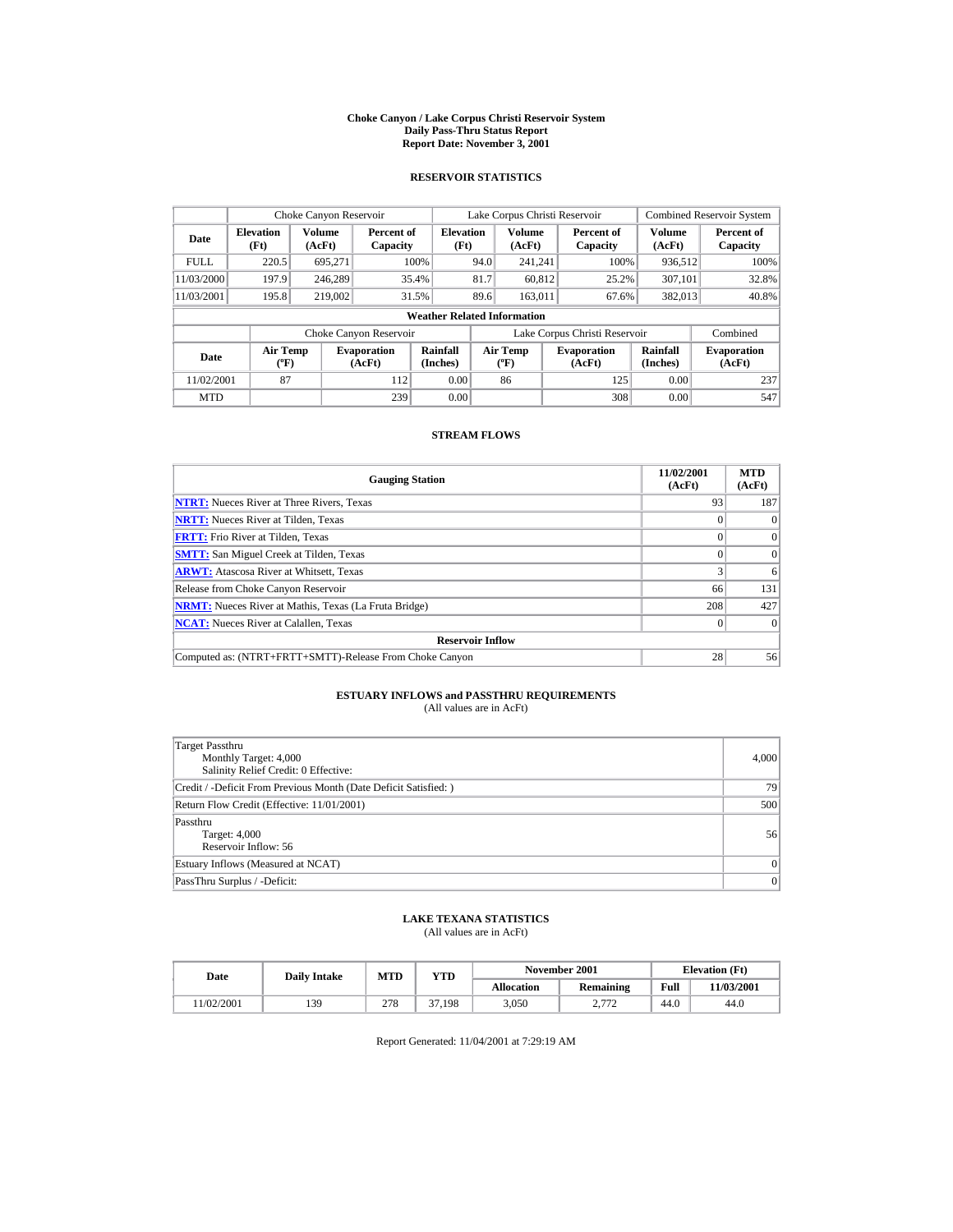# Choke Canyon / Lake Corpus Christi Reservoir System
## Daily Pass-Thru Status Report
## Report Date: November 3, 2001

### RESERVOIR STATISTICS

| | Choke Canyon Reservoir | | | Lake Corpus Christi Reservoir | | | Combined Reservoir System | |
|---|---|---|---|---|---|---|---|---|
| Date | Elevation (Ft) | Volume (AcFt) | Percent of Capacity | Elevation (Ft) | Volume (AcFt) | Percent of Capacity | Volume (AcFt) | Percent of Capacity |
| FULL | 220.5 | 695,271 | 100% | 94.0 | 241,241 | 100% | 936,512 | 100% |
| 11/03/2000 | 197.9 | 246,289 | 35.4% | 81.7 | 60,812 | 25.2% | 307,101 | 32.8% |
| 11/03/2001 | 195.8 | 219,002 | 31.5% | 89.6 | 163,011 | 67.6% | 382,013 | 40.8% |

**Weather Related Information**

| | Choke Canyon Reservoir | | | Lake Corpus Christi Reservoir | | | Combined |
|---|---|---|---|---|---|---|---|
| Date | Air Temp (ºF) | Evaporation (AcFt) | Rainfall (Inches) | Air Temp (ºF) | Evaporation (AcFt) | Rainfall (Inches) | Evaporation (AcFt) |
| 11/02/2001 | 87 | 112 | 0.00 | 86 | 125 | 0.00 | 237 |
| MTD | | 239 | 0.00 | | 308 | 0.00 | 547 |

### STREAM FLOWS

| Gauging Station | 11/02/2001 (AcFt) | MTD (AcFt) |
|---|---|---|
| NTRT: Nueces River at Three Rivers, Texas | 93 | 187 |
| NRTT: Nueces River at Tilden, Texas | 0 | 0 |
| FRTT: Frio River at Tilden, Texas | 0 | 0 |
| SMTT: San Miguel Creek at Tilden, Texas | 0 | 0 |
| ARWT: Atascosa River at Whitsett, Texas | 3 | 6 |
| Release from Choke Canyon Reservoir | 66 | 131 |
| NRMT: Nueces River at Mathis, Texas (La Fruta Bridge) | 208 | 427 |
| NCAT: Nueces River at Calallen, Texas | 0 | 0 |
| **Reservoir Inflow** | | |
| Computed as: (NTRT+FRTT+SMTT)-Release From Choke Canyon | 28 | 56 |

### ESTUARY INFLOWS and PASSTHRU REQUIREMENTS
(All values are in AcFt)

| | |
|---|---|
| Target Passthru<br>Monthly Target: 4,000<br>Salinity Relief Credit: 0 Effective: | 4,000 |
| Credit / -Deficit From Previous Month (Date Deficit Satisfied: ) | 79 |
| Return Flow Credit (Effective: 11/01/2001) | 500 |
| Passthru<br>Target: 4,000<br>Reservoir Inflow: 56 | 56 |
| Estuary Inflows (Measured at NCAT) | 0 |
| PassThru Surplus / -Deficit: | 0 |

### LAKE TEXANA STATISTICS
(All values are in AcFt)

| Date | Daily Intake | MTD | YTD | November 2001 | | Elevation (Ft) | |
|---|---|---|---|---|---|---|---|
| | | | | Allocation | Remaining | Full | 11/03/2001 |
| 11/02/2001 | 139 | 278 | 37,198 | 3,050 | 2,772 | 44.0 | 44.0 |

Report Generated: 11/04/2001 at 7:29:19 AM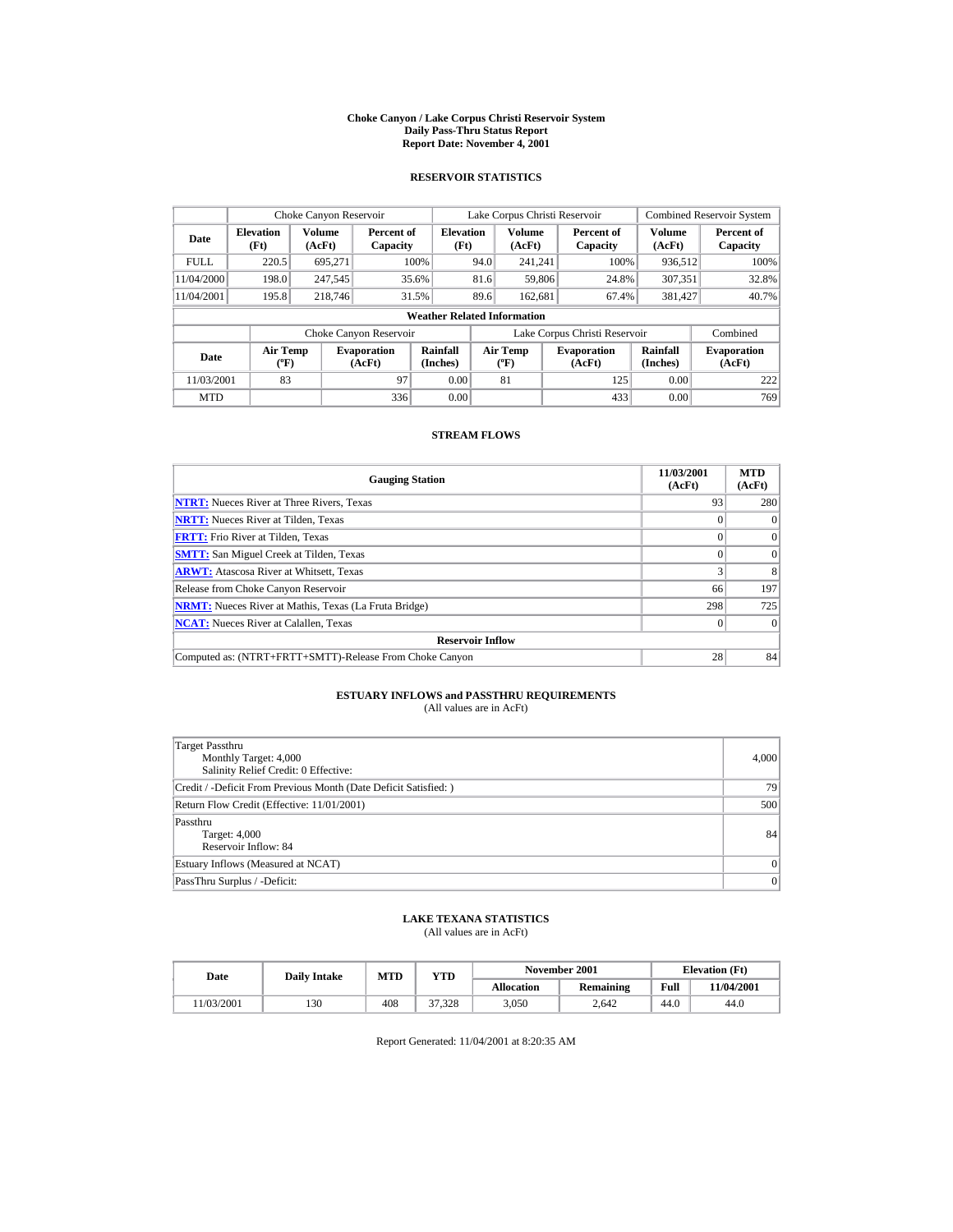# Choke Canyon / Lake Corpus Christi Reservoir System
## Daily Pass-Thru Status Report
## Report Date: November 4, 2001

### RESERVOIR STATISTICS

| | Choke Canyon Reservoir | | | Lake Corpus Christi Reservoir | | | Combined Reservoir System | |
|---|---|---|---|---|---|---|---|---|
| Date | Elevation (Ft) | Volume (AcFt) | Percent of Capacity | Elevation (Ft) | Volume (AcFt) | Percent of Capacity | Volume (AcFt) | Percent of Capacity |
| FULL | 220.5 | 695,271 | 100% | 94.0 | 241,241 | 100% | 936,512 | 100% |
| 11/04/2000 | 198.0 | 247,545 | 35.6% | 81.6 | 59,806 | 24.8% | 307,351 | 32.8% |
| 11/04/2001 | 195.8 | 218,746 | 31.5% | 89.6 | 162,681 | 67.4% | 381,427 | 40.7% |

**Weather Related Information**

| | Choke Canyon Reservoir | | | Lake Corpus Christi Reservoir | | | Combined |
|---|---|---|---|---|---|---|---|
| Date | Air Temp (ºF) | Evaporation (AcFt) | Rainfall (Inches) | Air Temp (ºF) | Evaporation (AcFt) | Rainfall (Inches) | Evaporation (AcFt) |
| 11/03/2001 | 83 | 97 | 0.00 | 81 | 125 | 0.00 | 222 |
| MTD | | 336 | 0.00 | | 433 | 0.00 | 769 |

### STREAM FLOWS

| Gauging Station | 11/03/2001 (AcFt) | MTD (AcFt) |
|---|---|---|
| NTRT: Nueces River at Three Rivers, Texas | 93 | 280 |
| NRTT: Nueces River at Tilden, Texas | 0 | 0 |
| FRTT: Frio River at Tilden, Texas | 0 | 0 |
| SMTT: San Miguel Creek at Tilden, Texas | 0 | 0 |
| ARWT: Atascosa River at Whitsett, Texas | 3 | 8 |
| Release from Choke Canyon Reservoir | 66 | 197 |
| NRMT: Nueces River at Mathis, Texas (La Fruta Bridge) | 298 | 725 |
| NCAT: Nueces River at Calallen, Texas | 0 | 0 |
| **Reservoir Inflow** | | |
| Computed as: (NTRT+FRTT+SMTT)-Release From Choke Canyon | 28 | 84 |

### ESTUARY INFLOWS and PASSTHRU REQUIREMENTS
(All values are in AcFt)

| | |
|---|---|
| Target Passthru<br>Monthly Target: 4,000<br>Salinity Relief Credit: 0 Effective: | 4,000 |
| Credit / -Deficit From Previous Month (Date Deficit Satisfied: ) | 79 |
| Return Flow Credit (Effective: 11/01/2001) | 500 |
| Passthru<br>Target: 4,000<br>Reservoir Inflow: 84 | 84 |
| Estuary Inflows (Measured at NCAT) | 0 |
| PassThru Surplus / -Deficit: | 0 |

### LAKE TEXANA STATISTICS
(All values are in AcFt)

| Date | Daily Intake | MTD | YTD | November 2001 | | Elevation (Ft) | |
|---|---|---|---|---|---|---|---|
| | | | | Allocation | Remaining | Full | 11/04/2001 |
| 11/03/2001 | 130 | 408 | 37,328 | 3,050 | 2,642 | 44.0 | 44.0 |

Report Generated: 11/04/2001 at 8:20:35 AM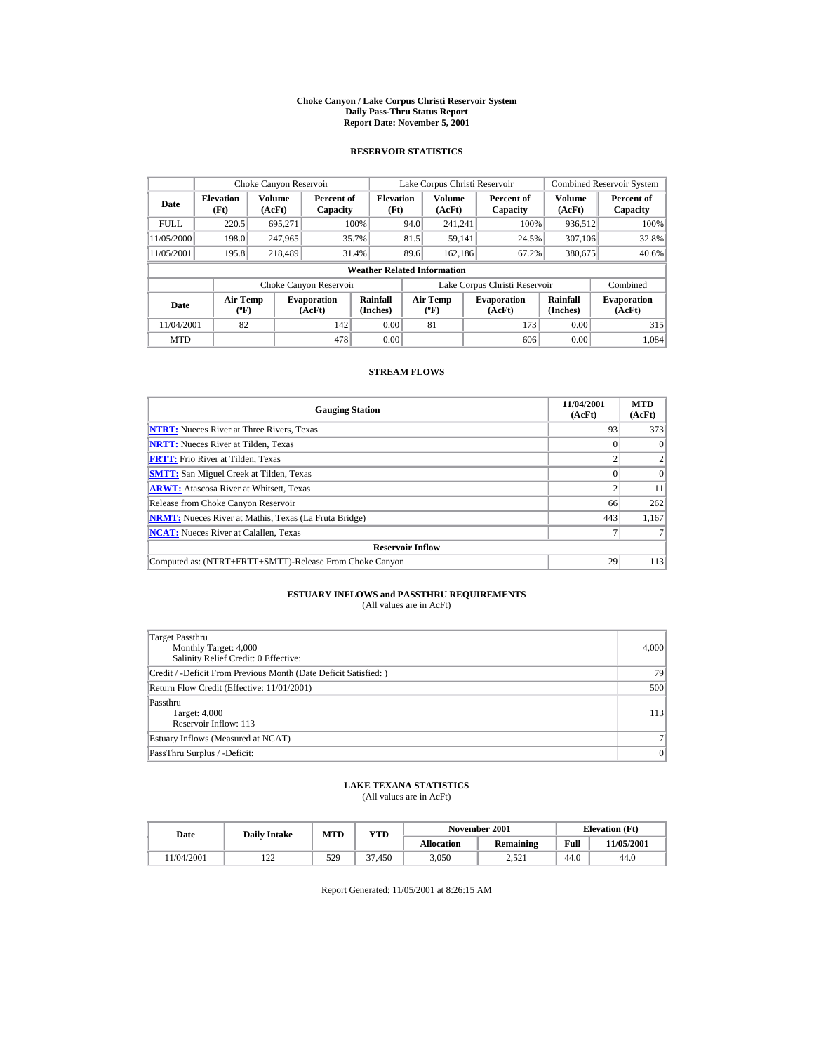# Choke Canyon / Lake Corpus Christi Reservoir System
## Daily Pass-Thru Status Report
### Report Date: November 5, 2001

## RESERVOIR STATISTICS

| | Choke Canyon Reservoir | | | Lake Corpus Christi Reservoir | | | Combined Reservoir System | |
|---|---|---|---|---|---|---|---|---|
| **Date** | **Elevation (Ft)** | **Volume (AcFt)** | **Percent of Capacity** | **Elevation (Ft)** | **Volume (AcFt)** | **Percent of Capacity** | **Volume (AcFt)** | **Percent of Capacity** |
| FULL | 220.5 | 695,271 | 100% | 94.0 | 241,241 | 100% | 936,512 | 100% |
| 11/05/2000 | 198.0 | 247,965 | 35.7% | 81.5 | 59,141 | 24.5% | 307,106 | 32.8% |
| 11/05/2001 | 195.8 | 218,489 | 31.4% | 89.6 | 162,186 | 67.2% | 380,675 | 40.6% |

**Weather Related Information**

| | Choke Canyon Reservoir | | | Lake Corpus Christi Reservoir | | | Combined |
|---|---|---|---|---|---|---|---|
| **Date** | **Air Temp (ºF)** | **Evaporation (AcFt)** | **Rainfall (Inches)** | **Air Temp (ºF)** | **Evaporation (AcFt)** | **Rainfall (Inches)** | **Evaporation (AcFt)** |
| 11/04/2001 | 82 | 142 | 0.00 | 81 | 173 | 0.00 | 315 |
| MTD | | 478 | 0.00 | | 606 | 0.00 | 1,084 |

## STREAM FLOWS

| Gauging Station | 11/04/2001 (AcFt) | MTD (AcFt) |
|---|---|---|
| **NTRT:** Nueces River at Three Rivers, Texas | 93 | 373 |
| **NRTT:** Nueces River at Tilden, Texas | 0 | 0 |
| **FRTT:** Frio River at Tilden, Texas | 2 | 2 |
| **SMTT:** San Miguel Creek at Tilden, Texas | 0 | 0 |
| **ARWT:** Atascosa River at Whitsett, Texas | 2 | 11 |
| Release from Choke Canyon Reservoir | 66 | 262 |
| **NRMT:** Nueces River at Mathis, Texas (La Fruta Bridge) | 443 | 1,167 |
| **NCAT:** Nueces River at Calallen, Texas | 7 | 7 |
| **Reservoir Inflow** | | |
| Computed as: (NTRT+FRTT+SMTT)-Release From Choke Canyon | 29 | 113 |

## ESTUARY INFLOWS and PASSTHRU REQUIREMENTS
(All values are in AcFt)

| | |
|---|---|
| Target Passthru<br>Monthly Target: 4,000<br>Salinity Relief Credit: 0 Effective: | 4,000 |
| Credit / -Deficit From Previous Month (Date Deficit Satisfied: ) | 79 |
| Return Flow Credit (Effective: 11/01/2001) | 500 |
| Passthru<br>Target: 4,000<br>Reservoir Inflow: 113 | 113 |
| Estuary Inflows (Measured at NCAT) | 7 |
| PassThru Surplus / -Deficit: | 0 |

## LAKE TEXANA STATISTICS
(All values are in AcFt)

| Date | Daily Intake | MTD | YTD | November 2001 | | Elevation (Ft) | |
|---|---|---|---|---|---|---|---|
| | | | | **Allocation** | **Remaining** | **Full** | **11/05/2001** |
| 11/04/2001 | 122 | 529 | 37,450 | 3,050 | 2,521 | 44.0 | 44.0 |

Report Generated: 11/05/2001 at 8:26:15 AM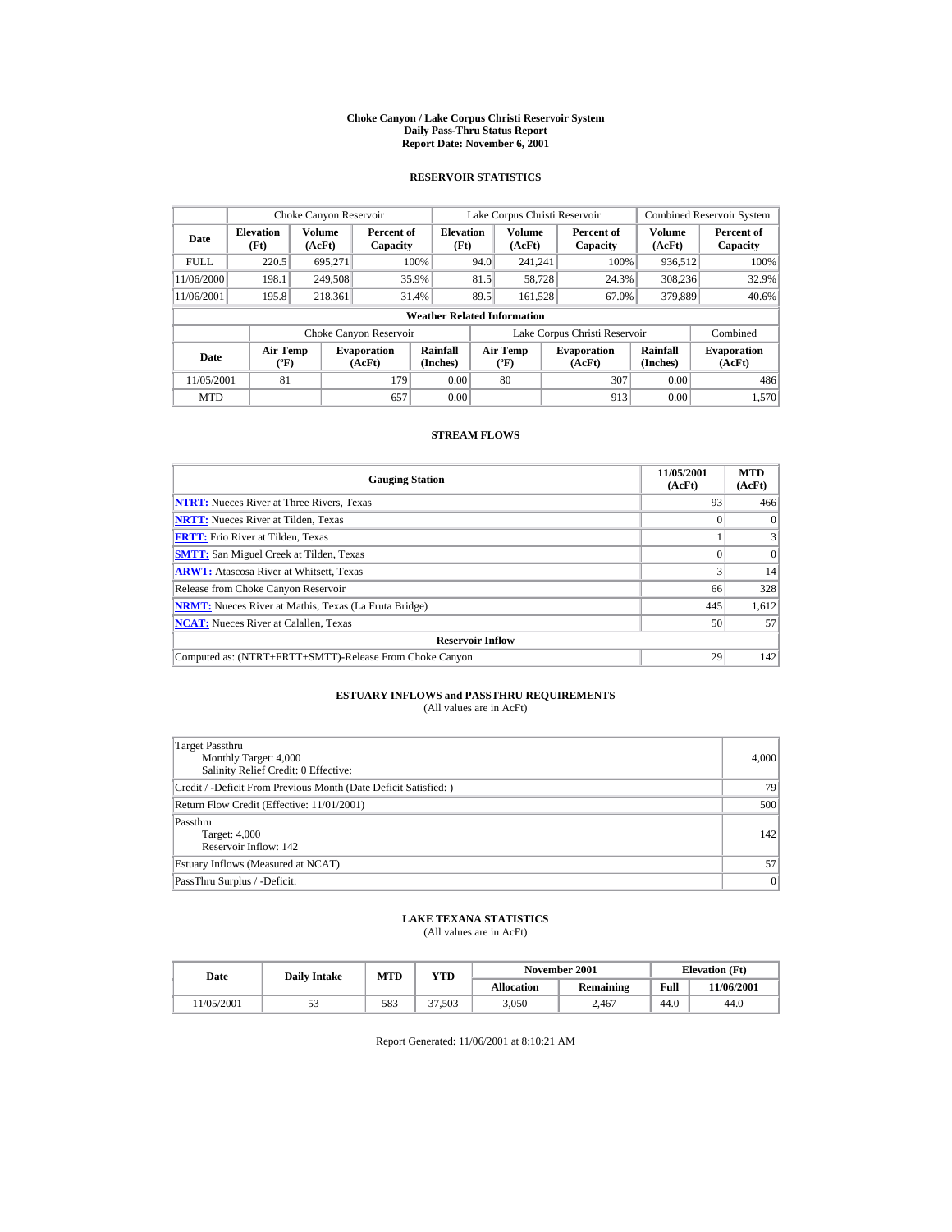# Choke Canyon / Lake Corpus Christi Reservoir System
## Daily Pass-Thru Status Report
### Report Date: November 6, 2001

## RESERVOIR STATISTICS

| Date | Choke Canyon Reservoir | | | Lake Corpus Christi Reservoir | | | Combined Reservoir System | |
|---|---|---|---|---|---|---|---|---|
| | Elevation (Ft) | Volume (AcFt) | Percent of Capacity | Elevation (Ft) | Volume (AcFt) | Percent of Capacity | Volume (AcFt) | Percent of Capacity |
| FULL | 220.5 | 695,271 | 100% | 94.0 | 241,241 | 100% | 936,512 | 100% |
| 11/06/2000 | 198.1 | 249,508 | 35.9% | 81.5 | 58,728 | 24.3% | 308,236 | 32.9% |
| 11/06/2001 | 195.8 | 218,361 | 31.4% | 89.5 | 161,528 | 67.0% | 379,889 | 40.6% |

**Weather Related Information**

| Date | Choke Canyon Reservoir | | | Lake Corpus Christi Reservoir | | | Combined |
|---|---|---|---|---|---|---|---|
| | Air Temp (ºF) | Evaporation (AcFt) | Rainfall (Inches) | Air Temp (ºF) | Evaporation (AcFt) | Rainfall (Inches) | Evaporation (AcFt) |
| 11/05/2001 | 81 | 179 | 0.00 | 80 | 307 | 0.00 | 486 |
| MTD | | 657 | 0.00 | | 913 | 0.00 | 1,570 |

## STREAM FLOWS

| Gauging Station | 11/05/2001 (AcFt) | MTD (AcFt) |
|---|---|---|
| NTRT: Nueces River at Three Rivers, Texas | 93 | 466 |
| NRTT: Nueces River at Tilden, Texas | 0 | 0 |
| FRTT: Frio River at Tilden, Texas | 1 | 3 |
| SMTT: San Miguel Creek at Tilden, Texas | 0 | 0 |
| ARWT: Atascosa River at Whitsett, Texas | 3 | 14 |
| Release from Choke Canyon Reservoir | 66 | 328 |
| NRMT: Nueces River at Mathis, Texas (La Fruta Bridge) | 445 | 1,612 |
| NCAT: Nueces River at Calallen, Texas | 50 | 57 |
| **Reservoir Inflow** | | |
| Computed as: (NTRT+FRTT+SMTT)-Release From Choke Canyon | 29 | 142 |

## ESTUARY INFLOWS and PASSTHRU REQUIREMENTS
(All values are in AcFt)

| | |
|---|---|
| Target Passthru<br>Monthly Target: 4,000<br>Salinity Relief Credit: 0 Effective: | 4,000 |
| Credit / -Deficit From Previous Month (Date Deficit Satisfied: ) | 79 |
| Return Flow Credit (Effective: 11/01/2001) | 500 |
| Passthru<br>Target: 4,000<br>Reservoir Inflow: 142 | 142 |
| Estuary Inflows (Measured at NCAT) | 57 |
| PassThru Surplus / -Deficit: | 0 |

## LAKE TEXANA STATISTICS
(All values are in AcFt)

| Date | Daily Intake | MTD | YTD | November 2001 | | Elevation (Ft) | |
|---|---|---|---|---|---|---|---|
| | | | | Allocation | Remaining | Full | 11/06/2001 |
| 11/05/2001 | 53 | 583 | 37,503 | 3,050 | 2,467 | 44.0 | 44.0 |

Report Generated: 11/06/2001 at 8:10:21 AM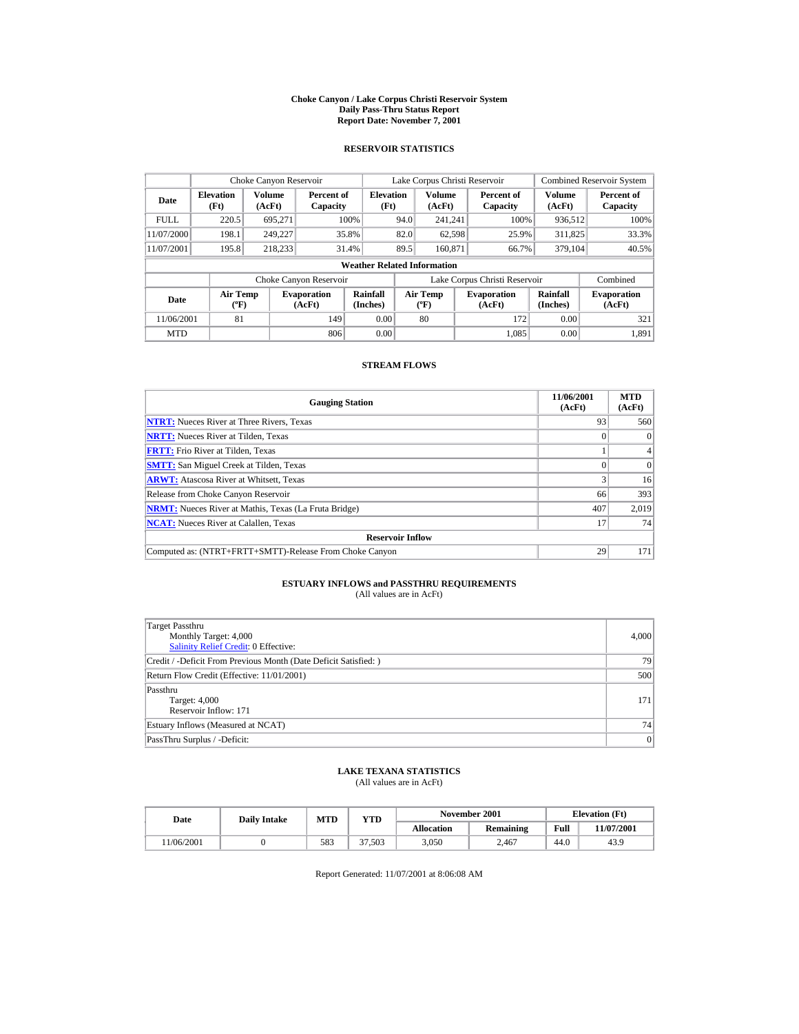# Choke Canyon / Lake Corpus Christi Reservoir System
## Daily Pass-Thru Status Report
## Report Date: November 7, 2001

### RESERVOIR STATISTICS

| Date | Choke Canyon Reservoir Elevation (Ft) | Choke Canyon Reservoir Volume (AcFt) | Choke Canyon Reservoir Percent of Capacity | Lake Corpus Christi Reservoir Elevation (Ft) | Lake Corpus Christi Reservoir Volume (AcFt) | Lake Corpus Christi Reservoir Percent of Capacity | Combined Reservoir System Volume (AcFt) | Combined Reservoir System Percent of Capacity |
|---|---|---|---|---|---|---|---|---|
| FULL | 220.5 | 695,271 | 100% | 94.0 | 241,241 | 100% | 936,512 | 100% |
| 11/07/2000 | 198.1 | 249,227 | 35.8% | 82.0 | 62,598 | 25.9% | 311,825 | 33.3% |
| 11/07/2001 | 195.8 | 218,233 | 31.4% | 89.5 | 160,871 | 66.7% | 379,104 | 40.5% |

**Weather Related Information**

| Date | Choke Canyon Reservoir Air Temp (ºF) | Choke Canyon Reservoir Evaporation (AcFt) | Choke Canyon Reservoir Rainfall (Inches) | Lake Corpus Christi Reservoir Air Temp (ºF) | Lake Corpus Christi Reservoir Evaporation (AcFt) | Lake Corpus Christi Reservoir Rainfall (Inches) | Combined Evaporation (AcFt) |
|---|---|---|---|---|---|---|---|
| 11/06/2001 | 81 | 149 | 0.00 | 80 | 172 | 0.00 | 321 |
| MTD | | 806 | 0.00 | | 1,085 | 0.00 | 1,891 |

### STREAM FLOWS

| Gauging Station | 11/06/2001 (AcFt) | MTD (AcFt) |
|---|---|---|
| NTRT: Nueces River at Three Rivers, Texas | 93 | 560 |
| NRTT: Nueces River at Tilden, Texas | 0 | 0 |
| FRTT: Frio River at Tilden, Texas | 1 | 4 |
| SMTT: San Miguel Creek at Tilden, Texas | 0 | 0 |
| ARWT: Atascosa River at Whitsett, Texas | 3 | 16 |
| Release from Choke Canyon Reservoir | 66 | 393 |
| NRMT: Nueces River at Mathis, Texas (La Fruta Bridge) | 407 | 2,019 |
| NCAT: Nueces River at Calallen, Texas | 17 | 74 |
| **Reservoir Inflow** | | |
| Computed as: (NTRT+FRTT+SMTT)-Release From Choke Canyon | 29 | 171 |

### ESTUARY INFLOWS and PASSTHRU REQUIREMENTS
(All values are in AcFt)

| Item | Value |
|---|---|
| Target Passthru<br>Monthly Target: 4,000<br>Salinity Relief Credit: 0 Effective: | 4,000 |
| Credit / -Deficit From Previous Month (Date Deficit Satisfied: ) | 79 |
| Return Flow Credit (Effective: 11/01/2001) | 500 |
| Passthru<br>Target: 4,000<br>Reservoir Inflow: 171 | 171 |
| Estuary Inflows (Measured at NCAT) | 74 |
| PassThru Surplus / -Deficit: | 0 |

### LAKE TEXANA STATISTICS
(All values are in AcFt)

| Date | Daily Intake | MTD | YTD | November 2001 Allocation | November 2001 Remaining | Elevation (Ft) Full | Elevation (Ft) 11/07/2001 |
|---|---|---|---|---|---|---|---|
| 11/06/2001 | 0 | 583 | 37,503 | 3,050 | 2,467 | 44.0 | 43.9 |

Report Generated: 11/07/2001 at 8:06:08 AM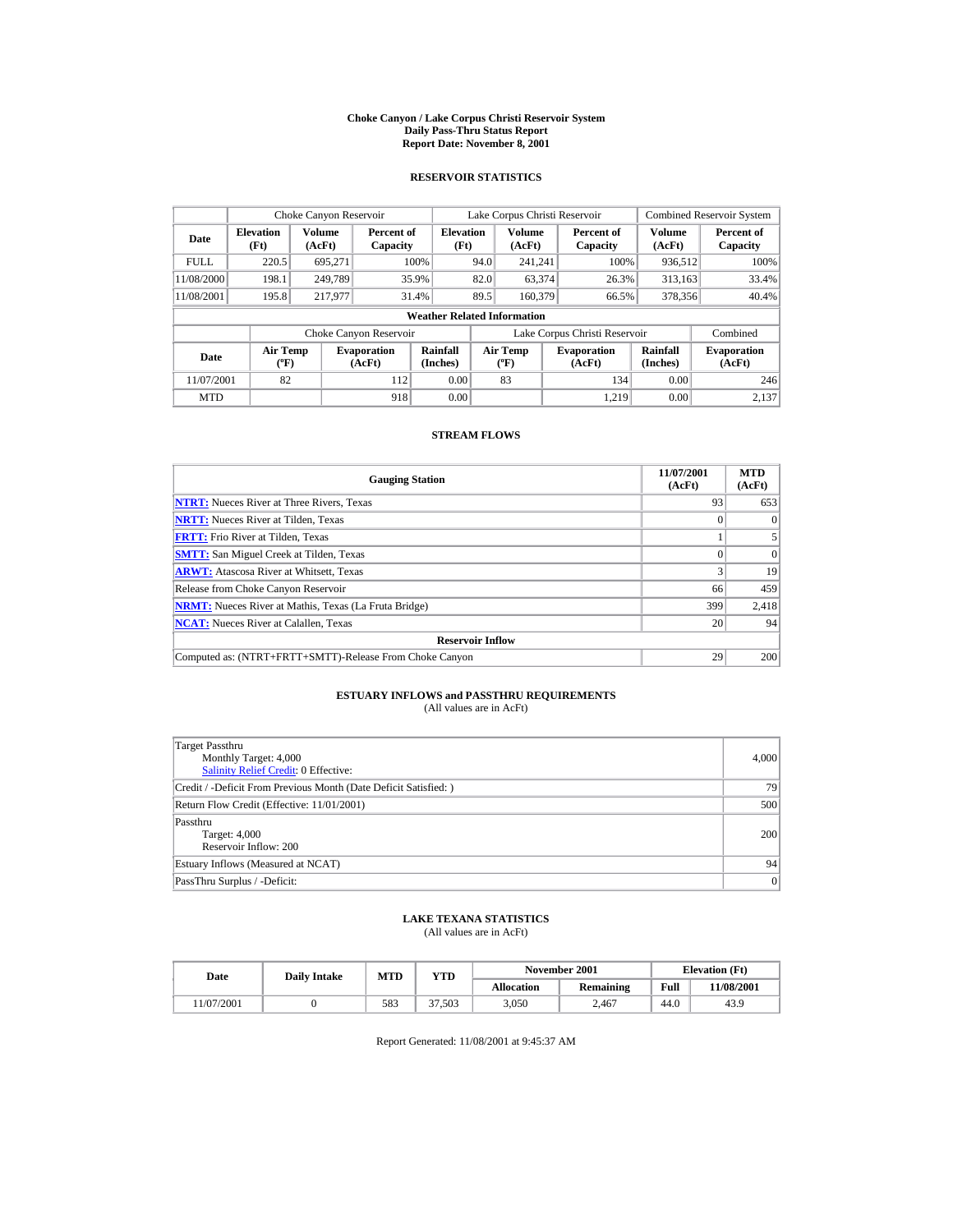# Choke Canyon / Lake Corpus Christi Reservoir System
## Daily Pass-Thru Status Report
## Report Date: November 8, 2001

### RESERVOIR STATISTICS

| | Choke Canyon Reservoir | | | Lake Corpus Christi Reservoir | | | Combined Reservoir System | |
|---|---|---|---|---|---|---|---|---|
| Date | Elevation (Ft) | Volume (AcFt) | Percent of Capacity | Elevation (Ft) | Volume (AcFt) | Percent of Capacity | Volume (AcFt) | Percent of Capacity |
| FULL | 220.5 | 695,271 | 100% | 94.0 | 241,241 | 100% | 936,512 | 100% |
| 11/08/2000 | 198.1 | 249,789 | 35.9% | 82.0 | 63,374 | 26.3% | 313,163 | 33.4% |
| 11/08/2001 | 195.8 | 217,977 | 31.4% | 89.5 | 160,379 | 66.5% | 378,356 | 40.4% |

**Weather Related Information**

| | Choke Canyon Reservoir | | | Lake Corpus Christi Reservoir | | | Combined |
|---|---|---|---|---|---|---|---|
| Date | Air Temp (ºF) | Evaporation (AcFt) | Rainfall (Inches) | Air Temp (ºF) | Evaporation (AcFt) | Rainfall (Inches) | Evaporation (AcFt) |
| 11/07/2001 | 82 | 112 | 0.00 | 83 | 134 | 0.00 | 246 |
| MTD | | 918 | 0.00 | | 1,219 | 0.00 | 2,137 |

### STREAM FLOWS

| Gauging Station | 11/07/2001 (AcFt) | MTD (AcFt) |
|---|---|---|
| NTRT: Nueces River at Three Rivers, Texas | 93 | 653 |
| NRTT: Nueces River at Tilden, Texas | 0 | 0 |
| FRTT: Frio River at Tilden, Texas | 1 | 5 |
| SMTT: San Miguel Creek at Tilden, Texas | 0 | 0 |
| ARWT: Atascosa River at Whitsett, Texas | 3 | 19 |
| Release from Choke Canyon Reservoir | 66 | 459 |
| NRMT: Nueces River at Mathis, Texas (La Fruta Bridge) | 399 | 2,418 |
| NCAT: Nueces River at Calallen, Texas | 20 | 94 |
| **Reservoir Inflow** | | |
| Computed as: (NTRT+FRTT+SMTT)-Release From Choke Canyon | 29 | 200 |

### ESTUARY INFLOWS and PASSTHRU REQUIREMENTS
(All values are in AcFt)

| | |
|---|---|
| Target Passthru<br>Monthly Target: 4,000<br>Salinity Relief Credit: 0 Effective: | 4,000 |
| Credit / -Deficit From Previous Month (Date Deficit Satisfied: ) | 79 |
| Return Flow Credit (Effective: 11/01/2001) | 500 |
| Passthru<br>Target: 4,000<br>Reservoir Inflow: 200 | 200 |
| Estuary Inflows (Measured at NCAT) | 94 |
| PassThru Surplus / -Deficit: | 0 |

### LAKE TEXANA STATISTICS
(All values are in AcFt)

| Date | Daily Intake | MTD | YTD | November 2001 | | Elevation (Ft) | |
|---|---|---|---|---|---|---|---|
| | | | | Allocation | Remaining | Full | 11/08/2001 |
| 11/07/2001 | 0 | 583 | 37,503 | 3,050 | 2,467 | 44.0 | 43.9 |

Report Generated: 11/08/2001 at 9:45:37 AM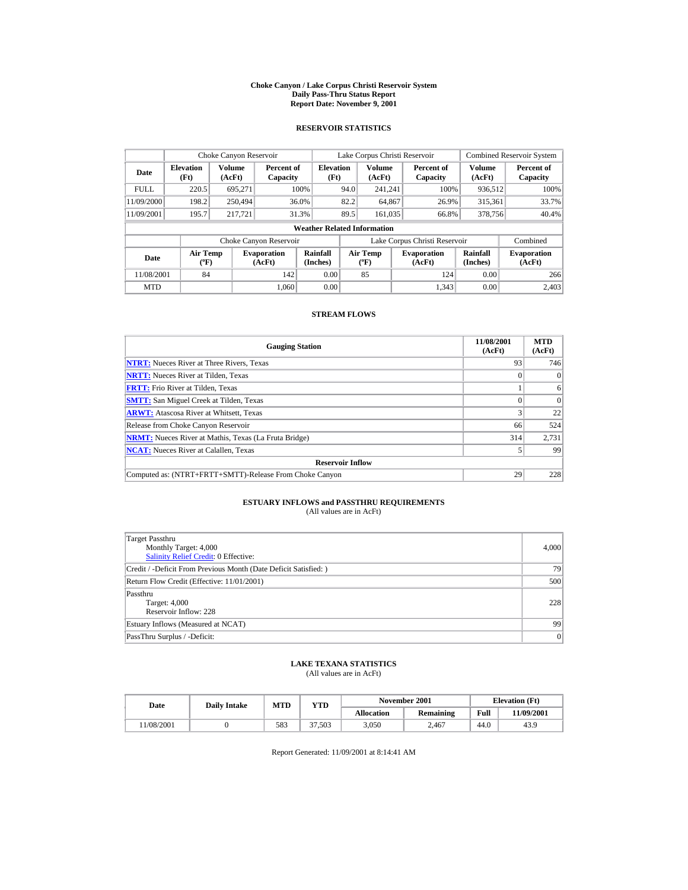# Choke Canyon / Lake Corpus Christi Reservoir System
## Daily Pass-Thru Status Report
## Report Date: November 9, 2001

### RESERVOIR STATISTICS

| Date | Choke Canyon Reservoir | | | Lake Corpus Christi Reservoir | | | Combined Reservoir System | |
|---|---|---|---|---|---|---|---|---|
| | Elevation (Ft) | Volume (AcFt) | Percent of Capacity | Elevation (Ft) | Volume (AcFt) | Percent of Capacity | Volume (AcFt) | Percent of Capacity |
| FULL | 220.5 | 695,271 | 100% | 94.0 | 241,241 | 100% | 936,512 | 100% |
| 11/09/2000 | 198.2 | 250,494 | 36.0% | 82.2 | 64,867 | 26.9% | 315,361 | 33.7% |
| 11/09/2001 | 195.7 | 217,721 | 31.3% | 89.5 | 161,035 | 66.8% | 378,756 | 40.4% |

**Weather Related Information**

| Date | Choke Canyon Reservoir | | | Lake Corpus Christi Reservoir | | | Combined |
|---|---|---|---|---|---|---|---|
| | Air Temp (ºF) | Evaporation (AcFt) | Rainfall (Inches) | Air Temp (ºF) | Evaporation (AcFt) | Rainfall (Inches) | Evaporation (AcFt) |
| 11/08/2001 | 84 | 142 | 0.00 | 85 | 124 | 0.00 | 266 |
| MTD | | 1,060 | 0.00 | | 1,343 | 0.00 | 2,403 |

### STREAM FLOWS

| Gauging Station | 11/08/2001 (AcFt) | MTD (AcFt) |
|---|---|---|
| NTRT: Nueces River at Three Rivers, Texas | 93 | 746 |
| NRTT: Nueces River at Tilden, Texas | 0 | 0 |
| FRTT: Frio River at Tilden, Texas | 1 | 6 |
| SMTT: San Miguel Creek at Tilden, Texas | 0 | 0 |
| ARWT: Atascosa River at Whitsett, Texas | 3 | 22 |
| Release from Choke Canyon Reservoir | 66 | 524 |
| NRMT: Nueces River at Mathis, Texas (La Fruta Bridge) | 314 | 2,731 |
| NCAT: Nueces River at Calallen, Texas | 5 | 99 |
| **Reservoir Inflow** | | |
| Computed as: (NTRT+FRTT+SMTT)-Release From Choke Canyon | 29 | 228 |

### ESTUARY INFLOWS and PASSTHRU REQUIREMENTS
(All values are in AcFt)

| | |
|---|---|
| Target Passthru<br>Monthly Target: 4,000<br>Salinity Relief Credit: 0 Effective: | 4,000 |
| Credit / -Deficit From Previous Month (Date Deficit Satisfied: ) | 79 |
| Return Flow Credit (Effective: 11/01/2001) | 500 |
| Passthru<br>Target: 4,000<br>Reservoir Inflow: 228 | 228 |
| Estuary Inflows (Measured at NCAT) | 99 |
| PassThru Surplus / -Deficit: | 0 |

### LAKE TEXANA STATISTICS
(All values are in AcFt)

| Date | Daily Intake | MTD | YTD | November 2001 | | Elevation (Ft) | |
|---|---|---|---|---|---|---|---|
| | | | | Allocation | Remaining | Full | 11/09/2001 |
| 11/08/2001 | 0 | 583 | 37,503 | 3,050 | 2,467 | 44.0 | 43.9 |

Report Generated: 11/09/2001 at 8:14:41 AM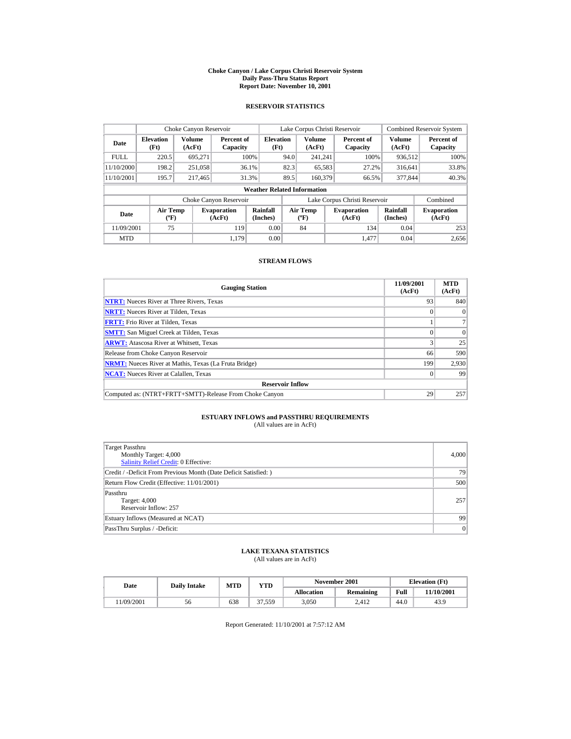# Choke Canyon / Lake Corpus Christi Reservoir System
## Daily Pass-Thru Status Report
## Report Date: November 10, 2001

### RESERVOIR STATISTICS

| | Choke Canyon Reservoir | | | Lake Corpus Christi Reservoir | | | Combined Reservoir System | |
|---|---|---|---|---|---|---|---|---|
| **Date** | **Elevation (Ft)** | **Volume (AcFt)** | **Percent of Capacity** | **Elevation (Ft)** | **Volume (AcFt)** | **Percent of Capacity** | **Volume (AcFt)** | **Percent of Capacity** |
| FULL | 220.5 | 695,271 | 100% | 94.0 | 241,241 | 100% | 936,512 | 100% |
| 11/10/2000 | 198.2 | 251,058 | 36.1% | 82.3 | 65,583 | 27.2% | 316,641 | 33.8% |
| 11/10/2001 | 195.7 | 217,465 | 31.3% | 89.5 | 160,379 | 66.5% | 377,844 | 40.3% |

**Weather Related Information**

| | Choke Canyon Reservoir | | | Lake Corpus Christi Reservoir | | | Combined |
|---|---|---|---|---|---|---|---|
| **Date** | **Air Temp (ºF)** | **Evaporation (AcFt)** | **Rainfall (Inches)** | **Air Temp (ºF)** | **Evaporation (AcFt)** | **Rainfall (Inches)** | **Evaporation (AcFt)** |
| 11/09/2001 | 75 | 119 | 0.00 | 84 | 134 | 0.04 | 253 |
| MTD | | 1,179 | 0.00 | | 1,477 | 0.04 | 2,656 |

### STREAM FLOWS

| Gauging Station | 11/09/2001 (AcFt) | MTD (AcFt) |
|---|---|---|
| NTRT: Nueces River at Three Rivers, Texas | 93 | 840 |
| NRTT: Nueces River at Tilden, Texas | 0 | 0 |
| FRTT: Frio River at Tilden, Texas | 1 | 7 |
| SMTT: San Miguel Creek at Tilden, Texas | 0 | 0 |
| ARWT: Atascosa River at Whitsett, Texas | 3 | 25 |
| Release from Choke Canyon Reservoir | 66 | 590 |
| NRMT: Nueces River at Mathis, Texas (La Fruta Bridge) | 199 | 2,930 |
| NCAT: Nueces River at Calallen, Texas | 0 | 99 |
| **Reservoir Inflow** | | |
| Computed as: (NTRT+FRTT+SMTT)-Release From Choke Canyon | 29 | 257 |

### ESTUARY INFLOWS and PASSTHRU REQUIREMENTS
(All values are in AcFt)

| | |
|---|---|
| Target Passthru<br>Monthly Target: 4,000<br>Salinity Relief Credit: 0 Effective: | 4,000 |
| Credit / -Deficit From Previous Month (Date Deficit Satisfied: ) | 79 |
| Return Flow Credit (Effective: 11/01/2001) | 500 |
| Passthru<br>Target: 4,000<br>Reservoir Inflow: 257 | 257 |
| Estuary Inflows (Measured at NCAT) | 99 |
| PassThru Surplus / -Deficit: | 0 |

### LAKE TEXANA STATISTICS
(All values are in AcFt)

| Date | Daily Intake | MTD | YTD | November 2001 | | Elevation (Ft) | |
|---|---|---|---|---|---|---|---|
| | | | | **Allocation** | **Remaining** | **Full** | **11/10/2001** |
| 11/09/2001 | 56 | 638 | 37,559 | 3,050 | 2,412 | 44.0 | 43.9 |

Report Generated: 11/10/2001 at 7:57:12 AM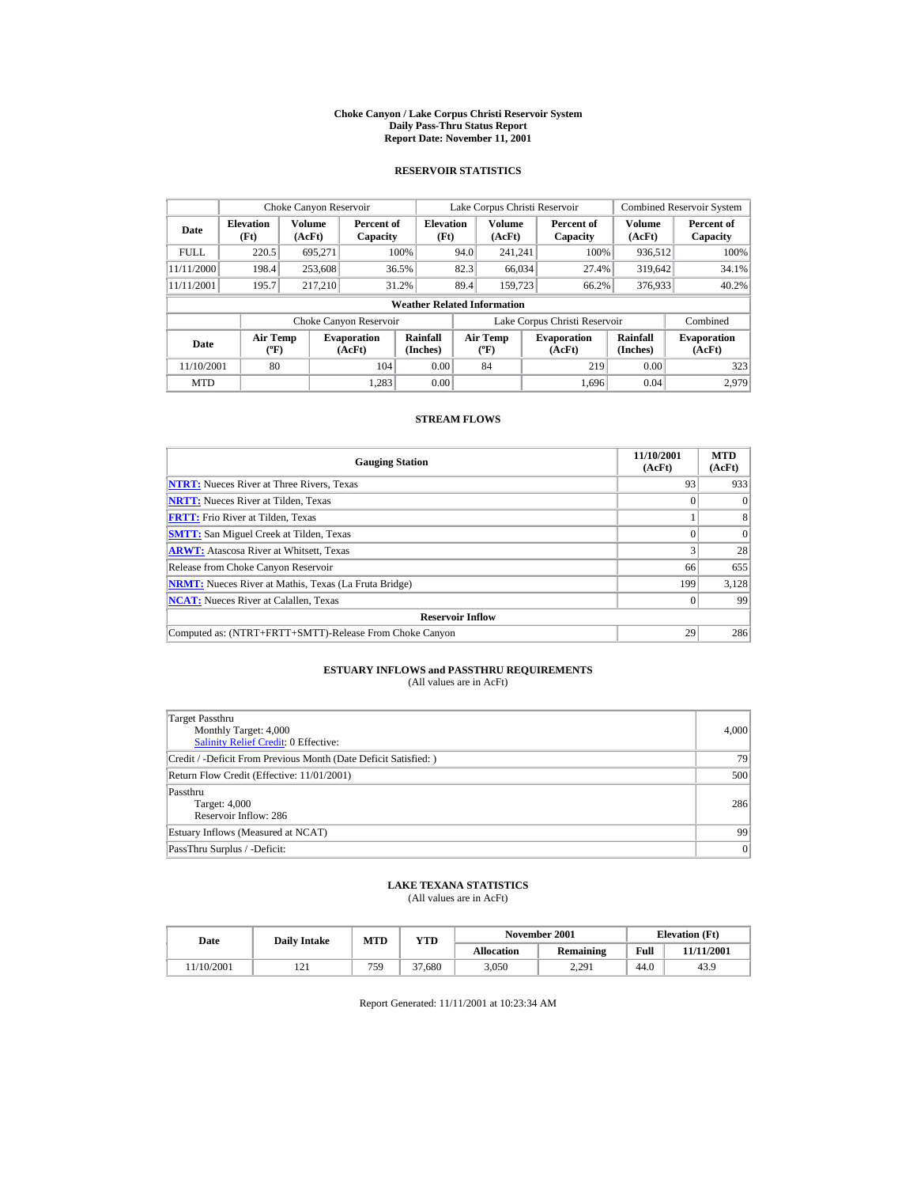# Choke Canyon / Lake Corpus Christi Reservoir System
## Daily Pass-Thru Status Report
## Report Date: November 11, 2001

### RESERVOIR STATISTICS

| Date | Choke Canyon Reservoir | | | Lake Corpus Christi Reservoir | | | Combined Reservoir System | |
|---|---|---|---|---|---|---|---|---|
| | Elevation (Ft) | Volume (AcFt) | Percent of Capacity | Elevation (Ft) | Volume (AcFt) | Percent of Capacity | Volume (AcFt) | Percent of Capacity |
| FULL | 220.5 | 695,271 | 100% | 94.0 | 241,241 | 100% | 936,512 | 100% |
| 11/11/2000 | 198.4 | 253,608 | 36.5% | 82.3 | 66,034 | 27.4% | 319,642 | 34.1% |
| 11/11/2001 | 195.7 | 217,210 | 31.2% | 89.4 | 159,723 | 66.2% | 376,933 | 40.2% |

**Weather Related Information**

| Date | Choke Canyon Reservoir | | | Lake Corpus Christi Reservoir | | | Combined |
|---|---|---|---|---|---|---|---|
| | Air Temp (ºF) | Evaporation (AcFt) | Rainfall (Inches) | Air Temp (ºF) | Evaporation (AcFt) | Rainfall (Inches) | Evaporation (AcFt) |
| 11/10/2001 | 80 | 104 | 0.00 | 84 | 219 | 0.00 | 323 |
| MTD | | 1,283 | 0.00 | | 1,696 | 0.04 | 2,979 |

### STREAM FLOWS

| Gauging Station | 11/10/2001 (AcFt) | MTD (AcFt) |
|---|---|---|
| NTRT: Nueces River at Three Rivers, Texas | 93 | 933 |
| NRTT: Nueces River at Tilden, Texas | 0 | 0 |
| FRTT: Frio River at Tilden, Texas | 1 | 8 |
| SMTT: San Miguel Creek at Tilden, Texas | 0 | 0 |
| ARWT: Atascosa River at Whitsett, Texas | 3 | 28 |
| Release from Choke Canyon Reservoir | 66 | 655 |
| NRMT: Nueces River at Mathis, Texas (La Fruta Bridge) | 199 | 3,128 |
| NCAT: Nueces River at Calallen, Texas | 0 | 99 |
| **Reservoir Inflow** | | |
| Computed as: (NTRT+FRTT+SMTT)-Release From Choke Canyon | 29 | 286 |

### ESTUARY INFLOWS and PASSTHRU REQUIREMENTS
(All values are in AcFt)

| | |
|---|---|
| Target Passthru<br>Monthly Target: 4,000<br>Salinity Relief Credit: 0 Effective: | 4,000 |
| Credit / -Deficit From Previous Month (Date Deficit Satisfied: ) | 79 |
| Return Flow Credit (Effective: 11/01/2001) | 500 |
| Passthru<br>Target: 4,000<br>Reservoir Inflow: 286 | 286 |
| Estuary Inflows (Measured at NCAT) | 99 |
| PassThru Surplus / -Deficit: | 0 |

### LAKE TEXANA STATISTICS
(All values are in AcFt)

| Date | Daily Intake | MTD | YTD | November 2001 | | Elevation (Ft) | |
|---|---|---|---|---|---|---|---|
| | | | | Allocation | Remaining | Full | 11/11/2001 |
| 11/10/2001 | 121 | 759 | 37,680 | 3,050 | 2,291 | 44.0 | 43.9 |

Report Generated: 11/11/2001 at 10:23:34 AM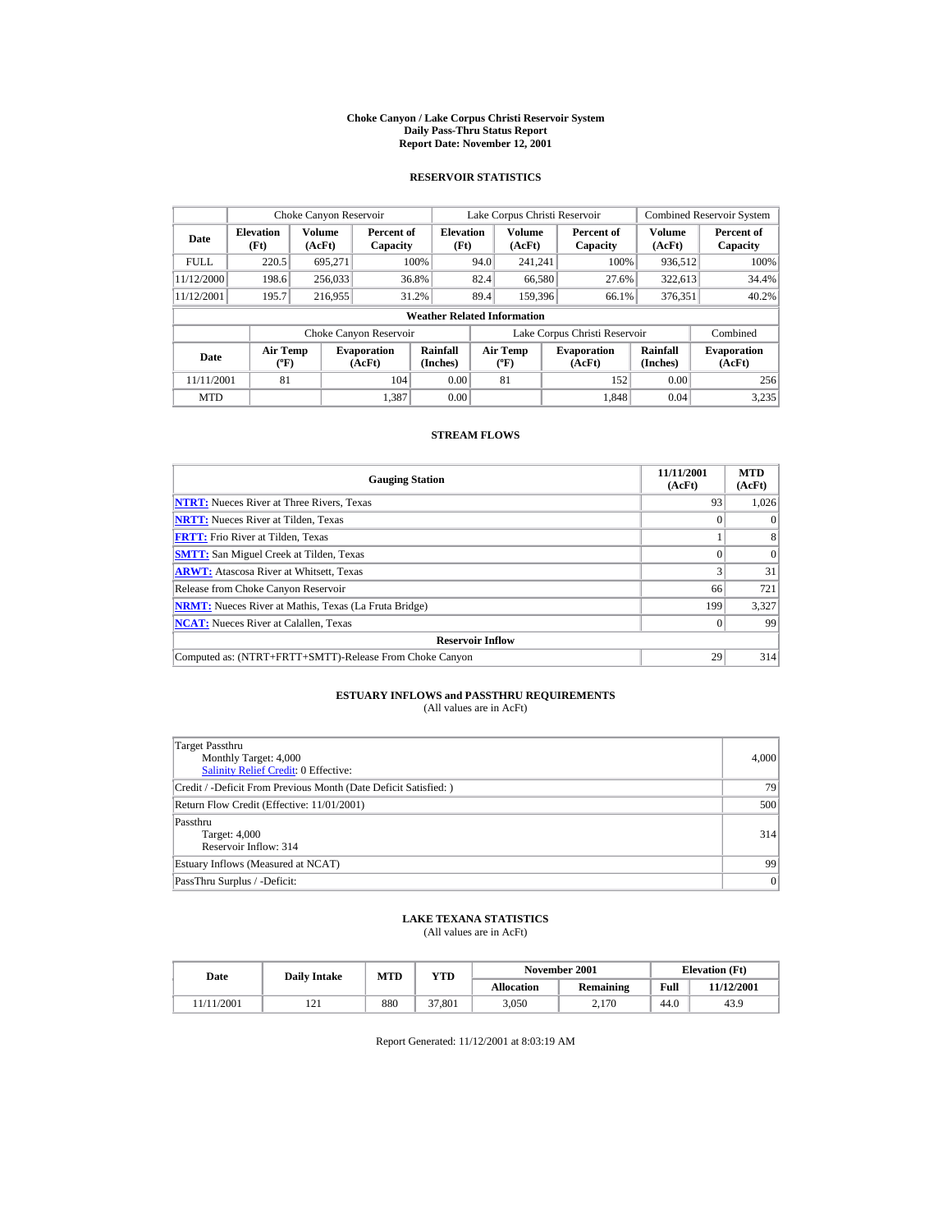# Choke Canyon / Lake Corpus Christi Reservoir System
## Daily Pass-Thru Status Report
## Report Date: November 12, 2001

### RESERVOIR STATISTICS

| Date | Choke Canyon Reservoir | | | Lake Corpus Christi Reservoir | | | Combined Reservoir System | |
|---|---|---|---|---|---|---|---|---|
| | Elevation (Ft) | Volume (AcFt) | Percent of Capacity | Elevation (Ft) | Volume (AcFt) | Percent of Capacity | Volume (AcFt) | Percent of Capacity |
| FULL | 220.5 | 695,271 | 100% | 94.0 | 241,241 | 100% | 936,512 | 100% |
| 11/12/2000 | 198.6 | 256,033 | 36.8% | 82.4 | 66,580 | 27.6% | 322,613 | 34.4% |
| 11/12/2001 | 195.7 | 216,955 | 31.2% | 89.4 | 159,396 | 66.1% | 376,351 | 40.2% |

**Weather Related Information**

| Date | Choke Canyon Reservoir | | | Lake Corpus Christi Reservoir | | | Combined |
|---|---|---|---|---|---|---|---|
| | Air Temp (ºF) | Evaporation (AcFt) | Rainfall (Inches) | Air Temp (ºF) | Evaporation (AcFt) | Rainfall (Inches) | Evaporation (AcFt) |
| 11/11/2001 | 81 | 104 | 0.00 | 81 | 152 | 0.00 | 256 |
| MTD | | 1,387 | 0.00 | | 1,848 | 0.04 | 3,235 |

### STREAM FLOWS

| Gauging Station | 11/11/2001 (AcFt) | MTD (AcFt) |
|---|---|---|
| NTRT: Nueces River at Three Rivers, Texas | 93 | 1,026 |
| NRTT: Nueces River at Tilden, Texas | 0 | 0 |
| FRTT: Frio River at Tilden, Texas | 1 | 8 |
| SMTT: San Miguel Creek at Tilden, Texas | 0 | 0 |
| ARWT: Atascosa River at Whitsett, Texas | 3 | 31 |
| Release from Choke Canyon Reservoir | 66 | 721 |
| NRMT: Nueces River at Mathis, Texas (La Fruta Bridge) | 199 | 3,327 |
| NCAT: Nueces River at Calallen, Texas | 0 | 99 |
| **Reservoir Inflow** | | |
| Computed as: (NTRT+FRTT+SMTT)-Release From Choke Canyon | 29 | 314 |

### ESTUARY INFLOWS and PASSTHRU REQUIREMENTS
(All values are in AcFt)

| | |
|---|---|
| Target Passthru<br>Monthly Target: 4,000<br>Salinity Relief Credit: 0 Effective: | 4,000 |
| Credit / -Deficit From Previous Month (Date Deficit Satisfied: ) | 79 |
| Return Flow Credit (Effective: 11/01/2001) | 500 |
| Passthru<br>Target: 4,000<br>Reservoir Inflow: 314 | 314 |
| Estuary Inflows (Measured at NCAT) | 99 |
| PassThru Surplus / -Deficit: | 0 |

### LAKE TEXANA STATISTICS
(All values are in AcFt)

| Date | Daily Intake | MTD | YTD | November 2001 | | Elevation (Ft) | |
|---|---|---|---|---|---|---|---|
| | | | | Allocation | Remaining | Full | 11/12/2001 |
| 11/11/2001 | 121 | 880 | 37,801 | 3,050 | 2,170 | 44.0 | 43.9 |

Report Generated: 11/12/2001 at 8:03:19 AM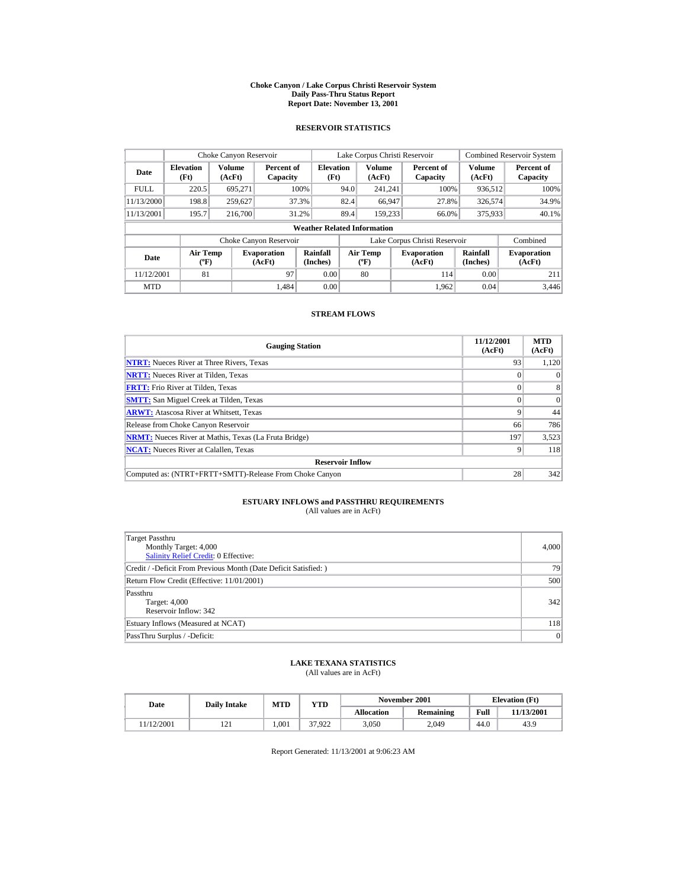# Choke Canyon / Lake Corpus Christi Reservoir System
## Daily Pass-Thru Status Report
## Report Date: November 13, 2001

### RESERVOIR STATISTICS

| | Choke Canyon Reservoir | | | Lake Corpus Christi Reservoir | | | Combined Reservoir System | |
|---|---|---|---|---|---|---|---|---|
| Date | Elevation (Ft) | Volume (AcFt) | Percent of Capacity | Elevation (Ft) | Volume (AcFt) | Percent of Capacity | Volume (AcFt) | Percent of Capacity |
| FULL | 220.5 | 695,271 | 100% | 94.0 | 241,241 | 100% | 936,512 | 100% |
| 11/13/2000 | 198.8 | 259,627 | 37.3% | 82.4 | 66,947 | 27.8% | 326,574 | 34.9% |
| 11/13/2001 | 195.7 | 216,700 | 31.2% | 89.4 | 159,233 | 66.0% | 375,933 | 40.1% |

**Weather Related Information**

| | Choke Canyon Reservoir | | | Lake Corpus Christi Reservoir | | | Combined |
|---|---|---|---|---|---|---|---|
| Date | Air Temp (ºF) | Evaporation (AcFt) | Rainfall (Inches) | Air Temp (ºF) | Evaporation (AcFt) | Rainfall (Inches) | Evaporation (AcFt) |
| 11/12/2001 | 81 | 97 | 0.00 | 80 | 114 | 0.00 | 211 |
| MTD | | 1,484 | 0.00 | | 1,962 | 0.04 | 3,446 |

### STREAM FLOWS

| Gauging Station | 11/12/2001 (AcFt) | MTD (AcFt) |
|---|---|---|
| NTRT: Nueces River at Three Rivers, Texas | 93 | 1,120 |
| NRTT: Nueces River at Tilden, Texas | 0 | 0 |
| FRTT: Frio River at Tilden, Texas | 0 | 8 |
| SMTT: San Miguel Creek at Tilden, Texas | 0 | 0 |
| ARWT: Atascosa River at Whitsett, Texas | 9 | 44 |
| Release from Choke Canyon Reservoir | 66 | 786 |
| NRMT: Nueces River at Mathis, Texas (La Fruta Bridge) | 197 | 3,523 |
| NCAT: Nueces River at Calallen, Texas | 9 | 118 |
| **Reservoir Inflow** | | |
| Computed as: (NTRT+FRTT+SMTT)-Release From Choke Canyon | 28 | 342 |

### ESTUARY INFLOWS and PASSTHRU REQUIREMENTS
(All values are in AcFt)

| | |
|---|---|
| Target Passthru<br>Monthly Target: 4,000<br>Salinity Relief Credit: 0 Effective: | 4,000 |
| Credit / -Deficit From Previous Month (Date Deficit Satisfied: ) | 79 |
| Return Flow Credit (Effective: 11/01/2001) | 500 |
| Passthru<br>Target: 4,000<br>Reservoir Inflow: 342 | 342 |
| Estuary Inflows (Measured at NCAT) | 118 |
| PassThru Surplus / -Deficit: | 0 |

### LAKE TEXANA STATISTICS
(All values are in AcFt)

| Date | Daily Intake | MTD | YTD | November 2001 | | Elevation (Ft) | |
|---|---|---|---|---|---|---|---|
| | | | | Allocation | Remaining | Full | 11/13/2001 |
| 11/12/2001 | 121 | 1,001 | 37,922 | 3,050 | 2,049 | 44.0 | 43.9 |

Report Generated: 11/13/2001 at 9:06:23 AM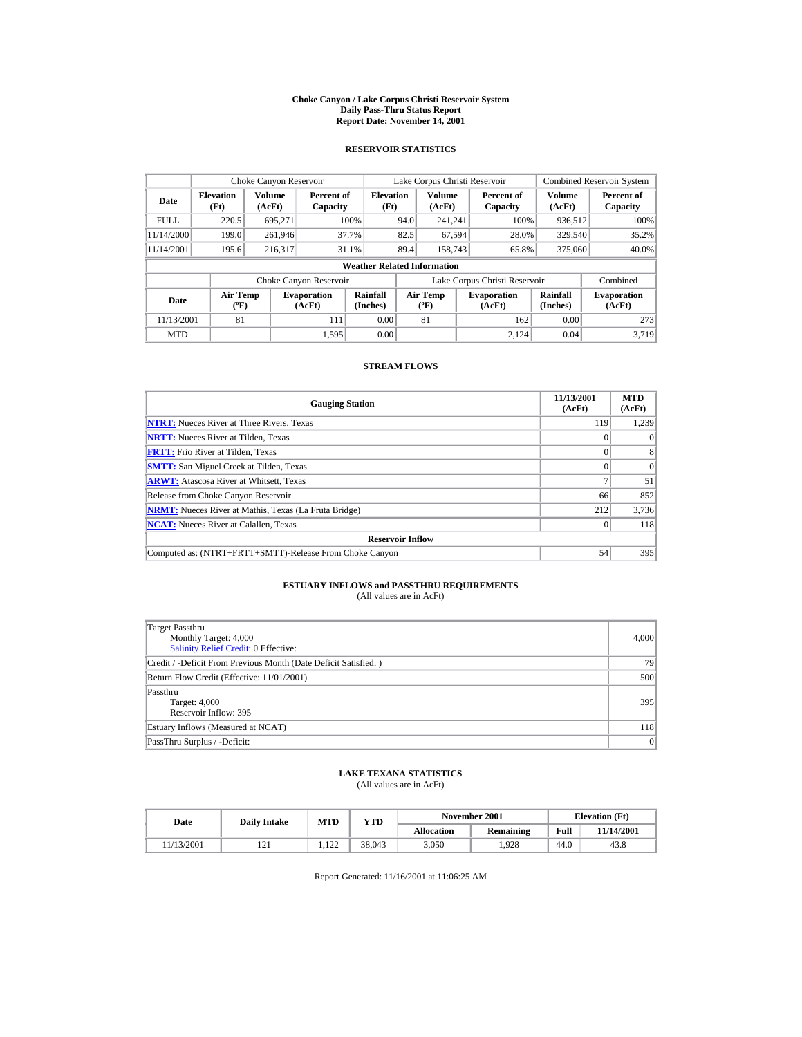# Choke Canyon / Lake Corpus Christi Reservoir System
## Daily Pass-Thru Status Report
## Report Date: November 14, 2001

### RESERVOIR STATISTICS

| Date | Choke Canyon Reservoir | | | Lake Corpus Christi Reservoir | | | Combined Reservoir System | |
|---|---|---|---|---|---|---|---|---|
| | Elevation (Ft) | Volume (AcFt) | Percent of Capacity | Elevation (Ft) | Volume (AcFt) | Percent of Capacity | Volume (AcFt) | Percent of Capacity |
| FULL | 220.5 | 695,271 | 100% | 94.0 | 241,241 | 100% | 936,512 | 100% |
| 11/14/2000 | 199.0 | 261,946 | 37.7% | 82.5 | 67,594 | 28.0% | 329,540 | 35.2% |
| 11/14/2001 | 195.6 | 216,317 | 31.1% | 89.4 | 158,743 | 65.8% | 375,060 | 40.0% |

**Weather Related Information**

| Date | Choke Canyon Reservoir | | | Lake Corpus Christi Reservoir | | | Combined |
|---|---|---|---|---|---|---|---|
| | Air Temp (ºF) | Evaporation (AcFt) | Rainfall (Inches) | Air Temp (ºF) | Evaporation (AcFt) | Rainfall (Inches) | Evaporation (AcFt) |
| 11/13/2001 | 81 | 111 | 0.00 | 81 | 162 | 0.00 | 273 |
| MTD | | 1,595 | 0.00 | | 2,124 | 0.04 | 3,719 |

### STREAM FLOWS

| Gauging Station | 11/13/2001 (AcFt) | MTD (AcFt) |
|---|---|---|
| NTRT: Nueces River at Three Rivers, Texas | 119 | 1,239 |
| NRTT: Nueces River at Tilden, Texas | 0 | 0 |
| FRTT: Frio River at Tilden, Texas | 0 | 8 |
| SMTT: San Miguel Creek at Tilden, Texas | 0 | 0 |
| ARWT: Atascosa River at Whitsett, Texas | 7 | 51 |
| Release from Choke Canyon Reservoir | 66 | 852 |
| NRMT: Nueces River at Mathis, Texas (La Fruta Bridge) | 212 | 3,736 |
| NCAT: Nueces River at Calallen, Texas | 0 | 118 |
| **Reservoir Inflow** | | |
| Computed as: (NTRT+FRTT+SMTT)-Release From Choke Canyon | 54 | 395 |

### ESTUARY INFLOWS and PASSTHRU REQUIREMENTS
(All values are in AcFt)

| | |
|---|---|
| Target Passthru<br>Monthly Target: 4,000<br>Salinity Relief Credit: 0 Effective: | 4,000 |
| Credit / -Deficit From Previous Month (Date Deficit Satisfied: ) | 79 |
| Return Flow Credit (Effective: 11/01/2001) | 500 |
| Passthru<br>Target: 4,000<br>Reservoir Inflow: 395 | 395 |
| Estuary Inflows (Measured at NCAT) | 118 |
| PassThru Surplus / -Deficit: | 0 |

### LAKE TEXANA STATISTICS
(All values are in AcFt)

| Date | Daily Intake | MTD | YTD | November 2001 | | Elevation (Ft) | |
|---|---|---|---|---|---|---|---|
| | | | | Allocation | Remaining | Full | 11/14/2001 |
| 11/13/2001 | 121 | 1,122 | 38,043 | 3,050 | 1,928 | 44.0 | 43.8 |

Report Generated: 11/16/2001 at 11:06:25 AM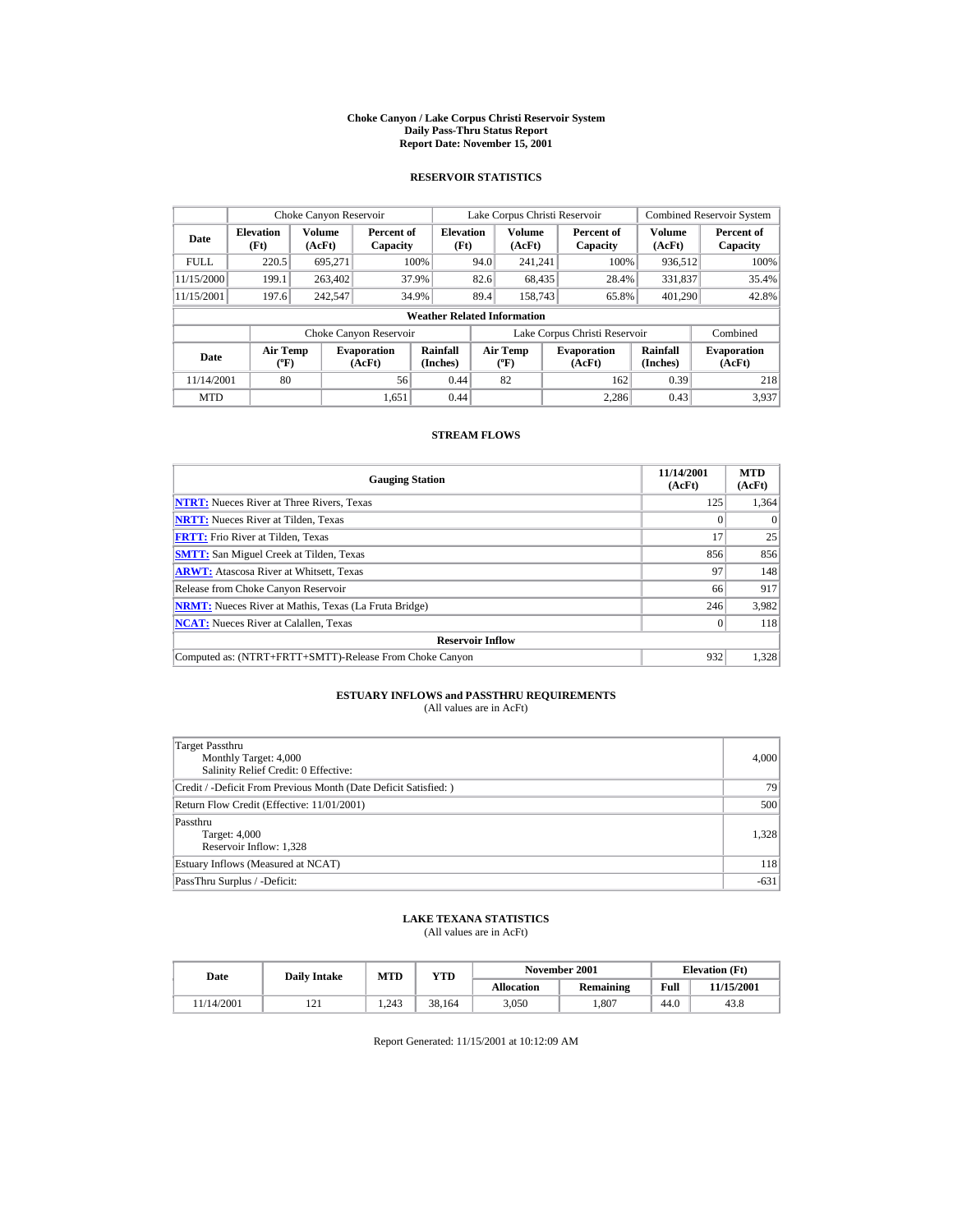# Choke Canyon / Lake Corpus Christi Reservoir System
## Daily Pass-Thru Status Report
### Report Date: November 15, 2001

## RESERVOIR STATISTICS

| | Choke Canyon Reservoir | | | Lake Corpus Christi Reservoir | | | Combined Reservoir System | |
|---|---|---|---|---|---|---|---|---|
| Date | Elevation (Ft) | Volume (AcFt) | Percent of Capacity | Elevation (Ft) | Volume (AcFt) | Percent of Capacity | Volume (AcFt) | Percent of Capacity |
| FULL | 220.5 | 695,271 | 100% | 94.0 | 241,241 | 100% | 936,512 | 100% |
| 11/15/2000 | 199.1 | 263,402 | 37.9% | 82.6 | 68,435 | 28.4% | 331,837 | 35.4% |
| 11/15/2001 | 197.6 | 242,547 | 34.9% | 89.4 | 158,743 | 65.8% | 401,290 | 42.8% |

**Weather Related Information**

| | Choke Canyon Reservoir | | | Lake Corpus Christi Reservoir | | | Combined |
|---|---|---|---|---|---|---|---|
| Date | Air Temp (ºF) | Evaporation (AcFt) | Rainfall (Inches) | Air Temp (ºF) | Evaporation (AcFt) | Rainfall (Inches) | Evaporation (AcFt) |
| 11/14/2001 | 80 | 56 | 0.44 | 82 | 162 | 0.39 | 218 |
| MTD | | 1,651 | 0.44 | | 2,286 | 0.43 | 3,937 |

## STREAM FLOWS

| Gauging Station | 11/14/2001 (AcFt) | MTD (AcFt) |
|---|---|---|
| NTRT: Nueces River at Three Rivers, Texas | 125 | 1,364 |
| NRTT: Nueces River at Tilden, Texas | 0 | 0 |
| FRTT: Frio River at Tilden, Texas | 17 | 25 |
| SMTT: San Miguel Creek at Tilden, Texas | 856 | 856 |
| ARWT: Atascosa River at Whitsett, Texas | 97 | 148 |
| Release from Choke Canyon Reservoir | 66 | 917 |
| NRMT: Nueces River at Mathis, Texas (La Fruta Bridge) | 246 | 3,982 |
| NCAT: Nueces River at Calallen, Texas | 0 | 118 |
| **Reservoir Inflow** | | |
| Computed as: (NTRT+FRTT+SMTT)-Release From Choke Canyon | 932 | 1,328 |

## ESTUARY INFLOWS and PASSTHRU REQUIREMENTS
(All values are in AcFt)

| | |
|---|---|
| Target Passthru<br>Monthly Target: 4,000<br>Salinity Relief Credit: 0 Effective: | 4,000 |
| Credit / -Deficit From Previous Month (Date Deficit Satisfied: ) | 79 |
| Return Flow Credit (Effective: 11/01/2001) | 500 |
| Passthru<br>Target: 4,000<br>Reservoir Inflow: 1,328 | 1,328 |
| Estuary Inflows (Measured at NCAT) | 118 |
| PassThru Surplus / -Deficit: | -631 |

## LAKE TEXANA STATISTICS
(All values are in AcFt)

| Date | Daily Intake | MTD | YTD | November 2001 | | Elevation (Ft) | |
|---|---|---|---|---|---|---|---|
| | | | | Allocation | Remaining | Full | 11/15/2001 |
| 11/14/2001 | 121 | 1,243 | 38,164 | 3,050 | 1,807 | 44.0 | 43.8 |

Report Generated: 11/15/2001 at 10:12:09 AM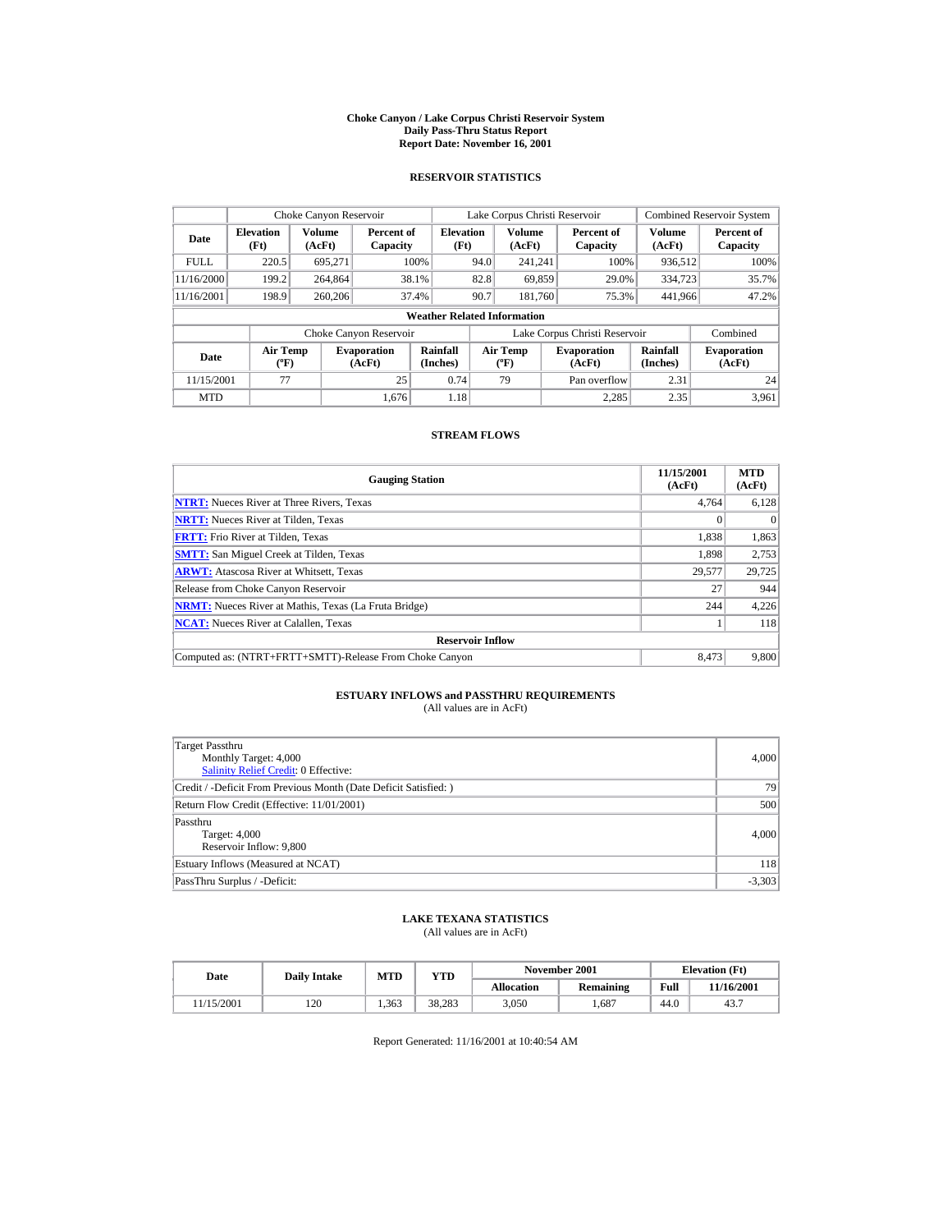# Choke Canyon / Lake Corpus Christi Reservoir System
## Daily Pass-Thru Status Report
## Report Date: November 16, 2001

### RESERVOIR STATISTICS

| Date | Choke Canyon Reservoir | | | Lake Corpus Christi Reservoir | | | Combined Reservoir System | |
|---|---|---|---|---|---|---|---|---|
| | Elevation (Ft) | Volume (AcFt) | Percent of Capacity | Elevation (Ft) | Volume (AcFt) | Percent of Capacity | Volume (AcFt) | Percent of Capacity |
| FULL | 220.5 | 695,271 | 100% | 94.0 | 241,241 | 100% | 936,512 | 100% |
| 11/16/2000 | 199.2 | 264,864 | 38.1% | 82.8 | 69,859 | 29.0% | 334,723 | 35.7% |
| 11/16/2001 | 198.9 | 260,206 | 37.4% | 90.7 | 181,760 | 75.3% | 441,966 | 47.2% |

**Weather Related Information**

| Date | Choke Canyon Reservoir | | | Lake Corpus Christi Reservoir | | | Combined |
|---|---|---|---|---|---|---|---|
| | Air Temp (ºF) | Evaporation (AcFt) | Rainfall (Inches) | Air Temp (ºF) | Evaporation (AcFt) | Rainfall (Inches) | Evaporation (AcFt) |
| 11/15/2001 | 77 | 25 | 0.74 | 79 | Pan overflow | 2.31 | 24 |
| MTD | | 1,676 | 1.18 | | 2,285 | 2.35 | 3,961 |

### STREAM FLOWS

| Gauging Station | 11/15/2001 (AcFt) | MTD (AcFt) |
|---|---|---|
| NTRT: Nueces River at Three Rivers, Texas | 4,764 | 6,128 |
| NRTT: Nueces River at Tilden, Texas | 0 | 0 |
| FRTT: Frio River at Tilden, Texas | 1,838 | 1,863 |
| SMTT: San Miguel Creek at Tilden, Texas | 1,898 | 2,753 |
| ARWT: Atascosa River at Whitsett, Texas | 29,577 | 29,725 |
| Release from Choke Canyon Reservoir | 27 | 944 |
| NRMT: Nueces River at Mathis, Texas (La Fruta Bridge) | 244 | 4,226 |
| NCAT: Nueces River at Calallen, Texas | 1 | 118 |
| **Reservoir Inflow** | | |
| Computed as: (NTRT+FRTT+SMTT)-Release From Choke Canyon | 8,473 | 9,800 |

### ESTUARY INFLOWS and PASSTHRU REQUIREMENTS
(All values are in AcFt)

| | |
|---|---|
| Target Passthru<br>Monthly Target: 4,000<br>Salinity Relief Credit: 0 Effective: | 4,000 |
| Credit / -Deficit From Previous Month (Date Deficit Satisfied: ) | 79 |
| Return Flow Credit (Effective: 11/01/2001) | 500 |
| Passthru<br>Target: 4,000<br>Reservoir Inflow: 9,800 | 4,000 |
| Estuary Inflows (Measured at NCAT) | 118 |
| PassThru Surplus / -Deficit: | -3,303 |

### LAKE TEXANA STATISTICS
(All values are in AcFt)

| Date | Daily Intake | MTD | YTD | November 2001 | | Elevation (Ft) | |
|---|---|---|---|---|---|---|---|
| | | | | Allocation | Remaining | Full | 11/16/2001 |
| 11/15/2001 | 120 | 1,363 | 38,283 | 3,050 | 1,687 | 44.0 | 43.7 |

Report Generated: 11/16/2001 at 10:40:54 AM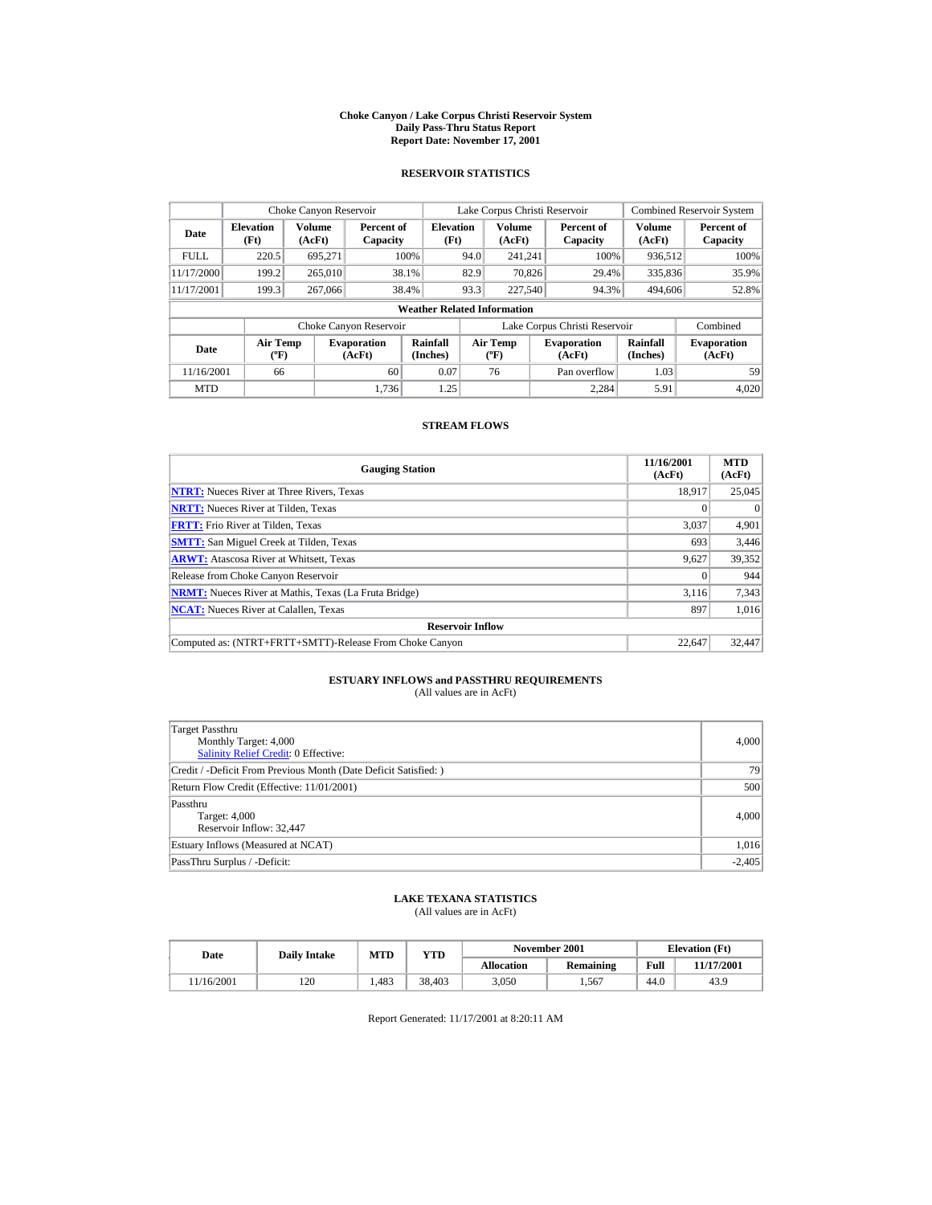# Choke Canyon / Lake Corpus Christi Reservoir System
## Daily Pass-Thru Status Report
### Report Date: November 17, 2001

## RESERVOIR STATISTICS

| | Choke Canyon Reservoir | | | Lake Corpus Christi Reservoir | | | Combined Reservoir System | |
|---|---|---|---|---|---|---|---|---|
| Date | Elevation (Ft) | Volume (AcFt) | Percent of Capacity | Elevation (Ft) | Volume (AcFt) | Percent of Capacity | Volume (AcFt) | Percent of Capacity |
| FULL | 220.5 | 695,271 | 100% | 94.0 | 241,241 | 100% | 936,512 | 100% |
| 11/17/2000 | 199.2 | 265,010 | 38.1% | 82.9 | 70,826 | 29.4% | 335,836 | 35.9% |
| 11/17/2001 | 199.3 | 267,066 | 38.4% | 93.3 | 227,540 | 94.3% | 494,606 | 52.8% |

**Weather Related Information**

| | Choke Canyon Reservoir | | | Lake Corpus Christi Reservoir | | | Combined |
|---|---|---|---|---|---|---|---|
| Date | Air Temp (ºF) | Evaporation (AcFt) | Rainfall (Inches) | Air Temp (ºF) | Evaporation (AcFt) | Rainfall (Inches) | Evaporation (AcFt) |
| 11/16/2001 | 66 | 60 | 0.07 | 76 | Pan overflow | 1.03 | 59 |
| MTD | | 1,736 | 1.25 | | 2,284 | 5.91 | 4,020 |

## STREAM FLOWS

| Gauging Station | 11/16/2001 (AcFt) | MTD (AcFt) |
|---|---|---|
| NTRT: Nueces River at Three Rivers, Texas | 18,917 | 25,045 |
| NRTT: Nueces River at Tilden, Texas | 0 | 0 |
| FRTT: Frio River at Tilden, Texas | 3,037 | 4,901 |
| SMTT: San Miguel Creek at Tilden, Texas | 693 | 3,446 |
| ARWT: Atascosa River at Whitsett, Texas | 9,627 | 39,352 |
| Release from Choke Canyon Reservoir | 0 | 944 |
| NRMT: Nueces River at Mathis, Texas (La Fruta Bridge) | 3,116 | 7,343 |
| NCAT: Nueces River at Calallen, Texas | 897 | 1,016 |
| **Reservoir Inflow** | | |
| Computed as: (NTRT+FRTT+SMTT)-Release From Choke Canyon | 22,647 | 32,447 |

## ESTUARY INFLOWS and PASSTHRU REQUIREMENTS
(All values are in AcFt)

| | |
|---|---|
| Target Passthru<br>Monthly Target: 4,000<br>Salinity Relief Credit: 0 Effective: | 4,000 |
| Credit / -Deficit From Previous Month (Date Deficit Satisfied: ) | 79 |
| Return Flow Credit (Effective: 11/01/2001) | 500 |
| Passthru<br>Target: 4,000<br>Reservoir Inflow: 32,447 | 4,000 |
| Estuary Inflows (Measured at NCAT) | 1,016 |
| PassThru Surplus / -Deficit: | -2,405 |

## LAKE TEXANA STATISTICS
(All values are in AcFt)

| Date | Daily Intake | MTD | YTD | November 2001 | | Elevation (Ft) | |
|---|---|---|---|---|---|---|---|
| | | | | Allocation | Remaining | Full | 11/17/2001 |
| 11/16/2001 | 120 | 1,483 | 38,403 | 3,050 | 1,567 | 44.0 | 43.9 |

Report Generated: 11/17/2001 at 8:20:11 AM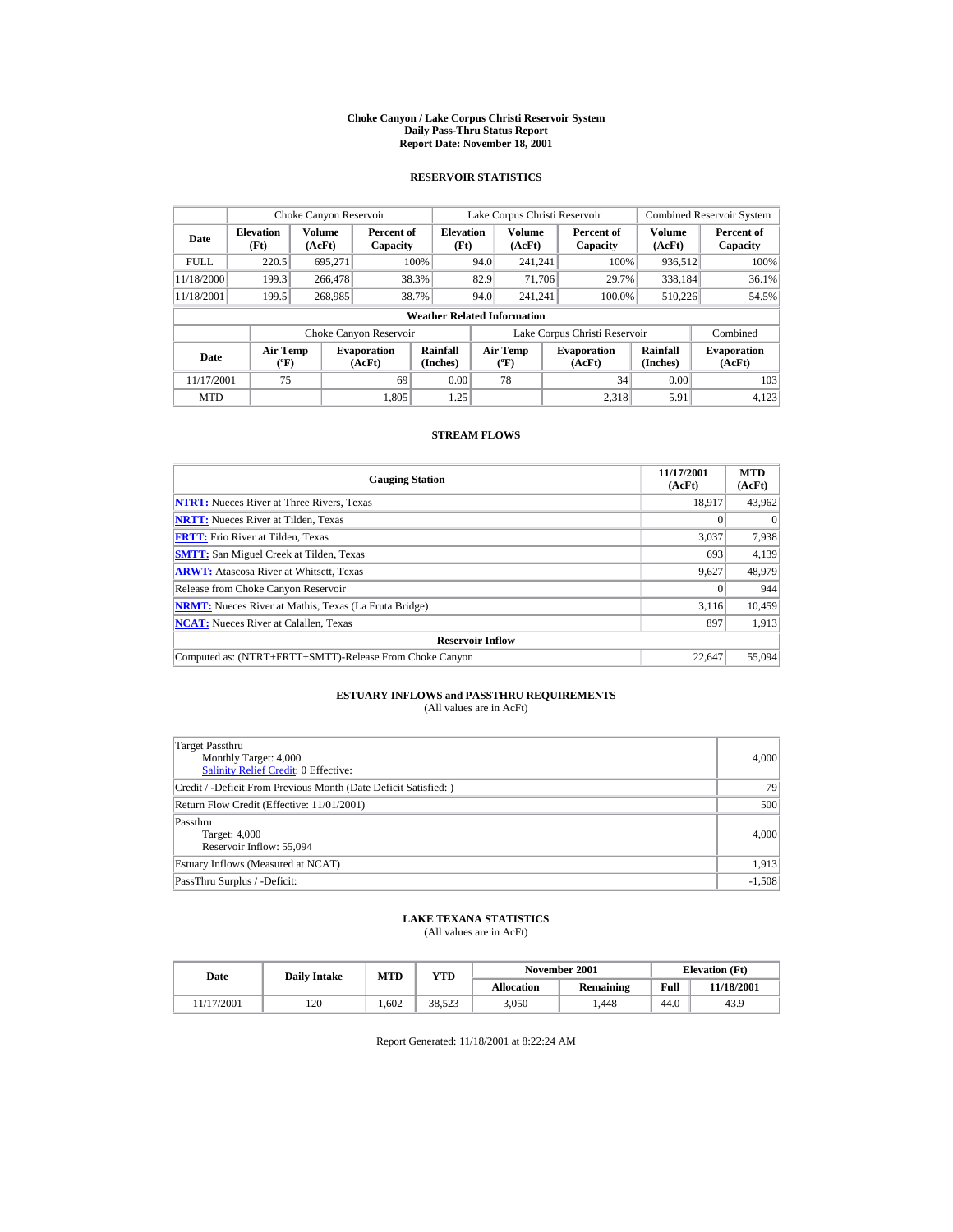# Choke Canyon / Lake Corpus Christi Reservoir System
## Daily Pass-Thru Status Report
## Report Date: November 18, 2001

### RESERVOIR STATISTICS

| | Choke Canyon Reservoir | | | Lake Corpus Christi Reservoir | | | Combined Reservoir System | |
|---|---|---|---|---|---|---|---|---|
| Date | Elevation (Ft) | Volume (AcFt) | Percent of Capacity | Elevation (Ft) | Volume (AcFt) | Percent of Capacity | Volume (AcFt) | Percent of Capacity |
| FULL | 220.5 | 695,271 | 100% | 94.0 | 241,241 | 100% | 936,512 | 100% |
| 11/18/2000 | 199.3 | 266,478 | 38.3% | 82.9 | 71,706 | 29.7% | 338,184 | 36.1% |
| 11/18/2001 | 199.5 | 268,985 | 38.7% | 94.0 | 241,241 | 100.0% | 510,226 | 54.5% |

**Weather Related Information**

| | Choke Canyon Reservoir | | | Lake Corpus Christi Reservoir | | | Combined |
|---|---|---|---|---|---|---|---|
| Date | Air Temp (ºF) | Evaporation (AcFt) | Rainfall (Inches) | Air Temp (ºF) | Evaporation (AcFt) | Rainfall (Inches) | Evaporation (AcFt) |
| 11/17/2001 | 75 | 69 | 0.00 | 78 | 34 | 0.00 | 103 |
| MTD | | 1,805 | 1.25 | | 2,318 | 5.91 | 4,123 |

### STREAM FLOWS

| Gauging Station | 11/17/2001 (AcFt) | MTD (AcFt) |
|---|---|---|
| **NTRT:** Nueces River at Three Rivers, Texas | 18,917 | 43,962 |
| **NRTT:** Nueces River at Tilden, Texas | 0 | 0 |
| **FRTT:** Frio River at Tilden, Texas | 3,037 | 7,938 |
| **SMTT:** San Miguel Creek at Tilden, Texas | 693 | 4,139 |
| **ARWT:** Atascosa River at Whitsett, Texas | 9,627 | 48,979 |
| Release from Choke Canyon Reservoir | 0 | 944 |
| **NRMT:** Nueces River at Mathis, Texas (La Fruta Bridge) | 3,116 | 10,459 |
| **NCAT:** Nueces River at Calallen, Texas | 897 | 1,913 |
| **Reservoir Inflow** | | |
| Computed as: (NTRT+FRTT+SMTT)-Release From Choke Canyon | 22,647 | 55,094 |

### ESTUARY INFLOWS and PASSTHRU REQUIREMENTS
(All values are in AcFt)

| | |
|---|---|
| Target Passthru<br>Monthly Target: 4,000<br>Salinity Relief Credit: 0 Effective: | 4,000 |
| Credit / -Deficit From Previous Month (Date Deficit Satisfied: ) | 79 |
| Return Flow Credit (Effective: 11/01/2001) | 500 |
| Passthru<br>Target: 4,000<br>Reservoir Inflow: 55,094 | 4,000 |
| Estuary Inflows (Measured at NCAT) | 1,913 |
| PassThru Surplus / -Deficit: | -1,508 |

### LAKE TEXANA STATISTICS
(All values are in AcFt)

| Date | Daily Intake | MTD | YTD | November 2001 | | Elevation (Ft) | |
|---|---|---|---|---|---|---|---|
| | | | | Allocation | Remaining | Full | 11/18/2001 |
| 11/17/2001 | 120 | 1,602 | 38,523 | 3,050 | 1,448 | 44.0 | 43.9 |

Report Generated: 11/18/2001 at 8:22:24 AM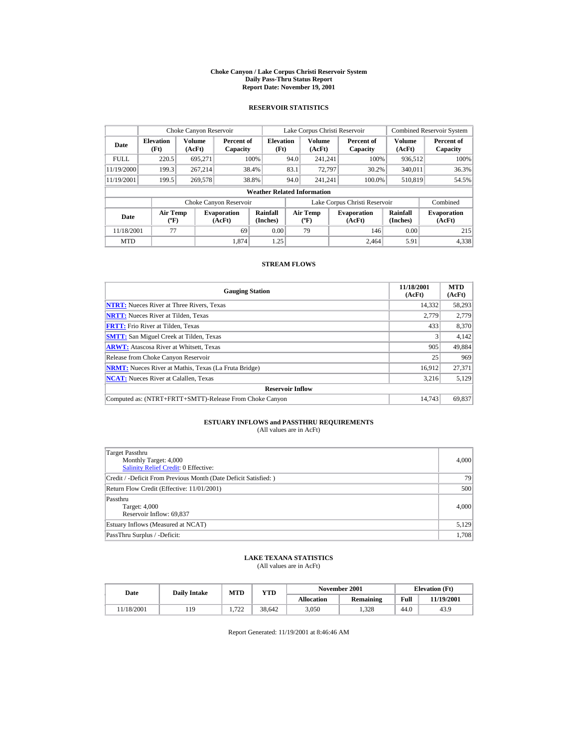# Choke Canyon / Lake Corpus Christi Reservoir System
## Daily Pass-Thru Status Report
## Report Date: November 19, 2001

### RESERVOIR STATISTICS

| Date | Choke Canyon Reservoir | | | Lake Corpus Christi Reservoir | | | Combined Reservoir System | |
|---|---|---|---|---|---|---|---|---|
| | Elevation (Ft) | Volume (AcFt) | Percent of Capacity | Elevation (Ft) | Volume (AcFt) | Percent of Capacity | Volume (AcFt) | Percent of Capacity |
| FULL | 220.5 | 695,271 | 100% | 94.0 | 241,241 | 100% | 936,512 | 100% |
| 11/19/2000 | 199.3 | 267,214 | 38.4% | 83.1 | 72,797 | 30.2% | 340,011 | 36.3% |
| 11/19/2001 | 199.5 | 269,578 | 38.8% | 94.0 | 241,241 | 100.0% | 510,819 | 54.5% |

**Weather Related Information**

| Date | Choke Canyon Reservoir | | | Lake Corpus Christi Reservoir | | | Combined |
|---|---|---|---|---|---|---|---|
| | Air Temp (ºF) | Evaporation (AcFt) | Rainfall (Inches) | Air Temp (ºF) | Evaporation (AcFt) | Rainfall (Inches) | Evaporation (AcFt) |
| 11/18/2001 | 77 | 69 | 0.00 | 79 | 146 | 0.00 | 215 |
| MTD | | 1,874 | 1.25 | | 2,464 | 5.91 | 4,338 |

### STREAM FLOWS

| Gauging Station | 11/18/2001 (AcFt) | MTD (AcFt) |
|---|---|---|
| NTRT: Nueces River at Three Rivers, Texas | 14,332 | 58,293 |
| NRTT: Nueces River at Tilden, Texas | 2,779 | 2,779 |
| FRTT: Frio River at Tilden, Texas | 433 | 8,370 |
| SMTT: San Miguel Creek at Tilden, Texas | 3 | 4,142 |
| ARWT: Atascosa River at Whitsett, Texas | 905 | 49,884 |
| Release from Choke Canyon Reservoir | 25 | 969 |
| NRMT: Nueces River at Mathis, Texas (La Fruta Bridge) | 16,912 | 27,371 |
| NCAT: Nueces River at Calallen, Texas | 3,216 | 5,129 |
| **Reservoir Inflow** | | |
| Computed as: (NTRT+FRTT+SMTT)-Release From Choke Canyon | 14,743 | 69,837 |

### ESTUARY INFLOWS and PASSTHRU REQUIREMENTS
(All values are in AcFt)

| | |
|---|---|
| Target Passthru<br>Monthly Target: 4,000<br>Salinity Relief Credit: 0 Effective: | 4,000 |
| Credit / -Deficit From Previous Month (Date Deficit Satisfied: ) | 79 |
| Return Flow Credit (Effective: 11/01/2001) | 500 |
| Passthru<br>Target: 4,000<br>Reservoir Inflow: 69,837 | 4,000 |
| Estuary Inflows (Measured at NCAT) | 5,129 |
| PassThru Surplus / -Deficit: | 1,708 |

### LAKE TEXANA STATISTICS
(All values are in AcFt)

| Date | Daily Intake | MTD | YTD | November 2001 | | Elevation (Ft) | |
|---|---|---|---|---|---|---|---|
| | | | | Allocation | Remaining | Full | 11/19/2001 |
| 11/18/2001 | 119 | 1,722 | 38,642 | 3,050 | 1,328 | 44.0 | 43.9 |

Report Generated: 11/19/2001 at 8:46:46 AM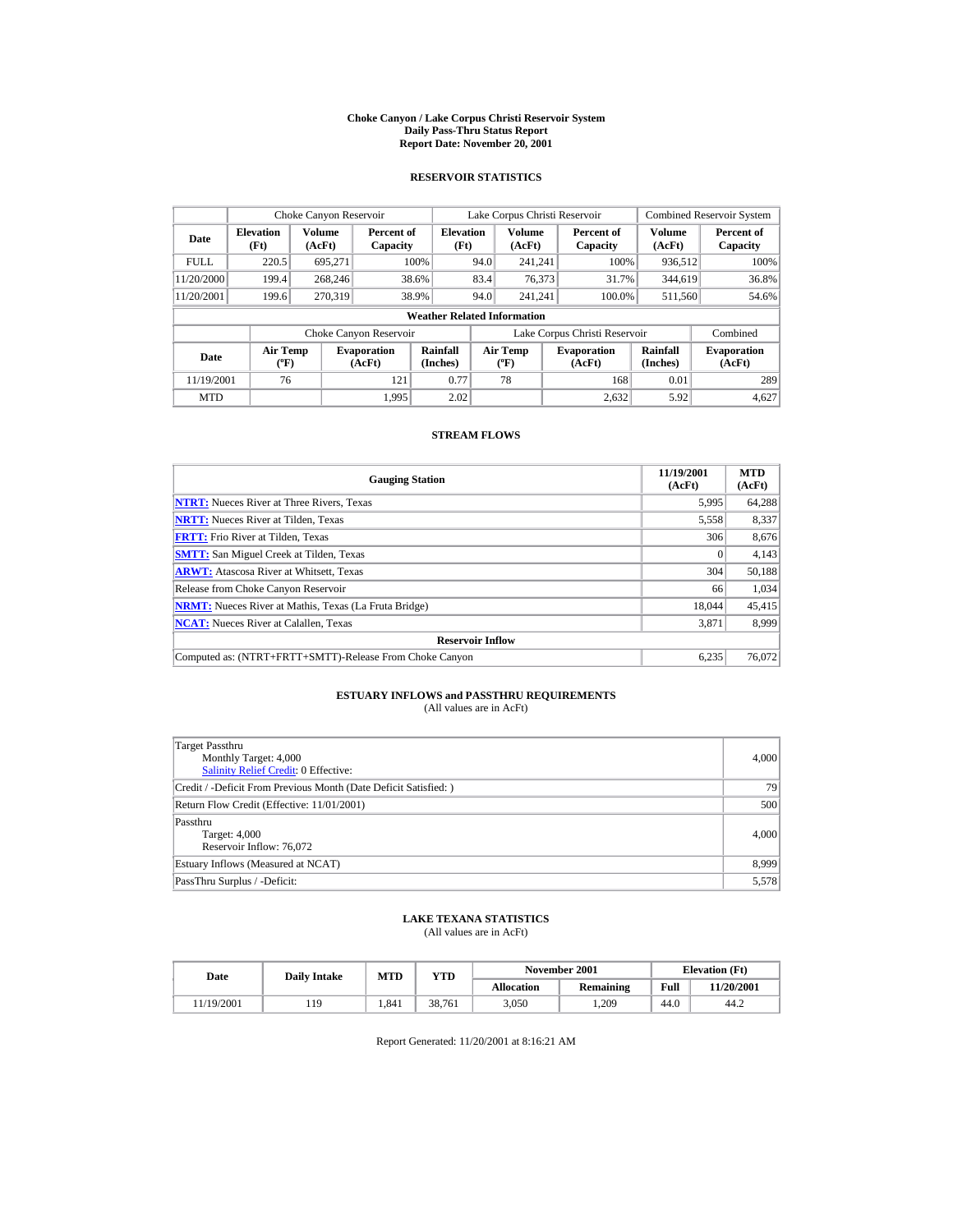# Choke Canyon / Lake Corpus Christi Reservoir System
## Daily Pass-Thru Status Report
### Report Date: November 20, 2001

## RESERVOIR STATISTICS

| Date | Choke Canyon Reservoir | | | Lake Corpus Christi Reservoir | | | Combined Reservoir System | |
|---|---|---|---|---|---|---|---|---|
| | Elevation (Ft) | Volume (AcFt) | Percent of Capacity | Elevation (Ft) | Volume (AcFt) | Percent of Capacity | Volume (AcFt) | Percent of Capacity |
| FULL | 220.5 | 695,271 | 100% | 94.0 | 241,241 | 100% | 936,512 | 100% |
| 11/20/2000 | 199.4 | 268,246 | 38.6% | 83.4 | 76,373 | 31.7% | 344,619 | 36.8% |
| 11/20/2001 | 199.6 | 270,319 | 38.9% | 94.0 | 241,241 | 100.0% | 511,560 | 54.6% |

**Weather Related Information**

| Date | Choke Canyon Reservoir | | | Lake Corpus Christi Reservoir | | | Combined |
|---|---|---|---|---|---|---|---|
| | Air Temp (ºF) | Evaporation (AcFt) | Rainfall (Inches) | Air Temp (ºF) | Evaporation (AcFt) | Rainfall (Inches) | Evaporation (AcFt) |
| 11/19/2001 | 76 | 121 | 0.77 | 78 | 168 | 0.01 | 289 |
| MTD | | 1,995 | 2.02 | | 2,632 | 5.92 | 4,627 |

## STREAM FLOWS

| Gauging Station | 11/19/2001 (AcFt) | MTD (AcFt) |
|---|---|---|
| NTRT: Nueces River at Three Rivers, Texas | 5,995 | 64,288 |
| NRTT: Nueces River at Tilden, Texas | 5,558 | 8,337 |
| FRTT: Frio River at Tilden, Texas | 306 | 8,676 |
| SMTT: San Miguel Creek at Tilden, Texas | 0 | 4,143 |
| ARWT: Atascosa River at Whitsett, Texas | 304 | 50,188 |
| Release from Choke Canyon Reservoir | 66 | 1,034 |
| NRMT: Nueces River at Mathis, Texas (La Fruta Bridge) | 18,044 | 45,415 |
| NCAT: Nueces River at Calallen, Texas | 3,871 | 8,999 |
| **Reservoir Inflow** | | |
| Computed as: (NTRT+FRTT+SMTT)-Release From Choke Canyon | 6,235 | 76,072 |

## ESTUARY INFLOWS and PASSTHRU REQUIREMENTS
(All values are in AcFt)

| | |
|---|---|
| Target Passthru<br>Monthly Target: 4,000<br>Salinity Relief Credit: 0 Effective: | 4,000 |
| Credit / -Deficit From Previous Month (Date Deficit Satisfied: ) | 79 |
| Return Flow Credit (Effective: 11/01/2001) | 500 |
| Passthru<br>Target: 4,000<br>Reservoir Inflow: 76,072 | 4,000 |
| Estuary Inflows (Measured at NCAT) | 8,999 |
| PassThru Surplus / -Deficit: | 5,578 |

## LAKE TEXANA STATISTICS
(All values are in AcFt)

| Date | Daily Intake | MTD | YTD | November 2001 | | Elevation (Ft) | |
|---|---|---|---|---|---|---|---|
| | | | | Allocation | Remaining | Full | 11/20/2001 |
| 11/19/2001 | 119 | 1,841 | 38,761 | 3,050 | 1,209 | 44.0 | 44.2 |

Report Generated: 11/20/2001 at 8:16:21 AM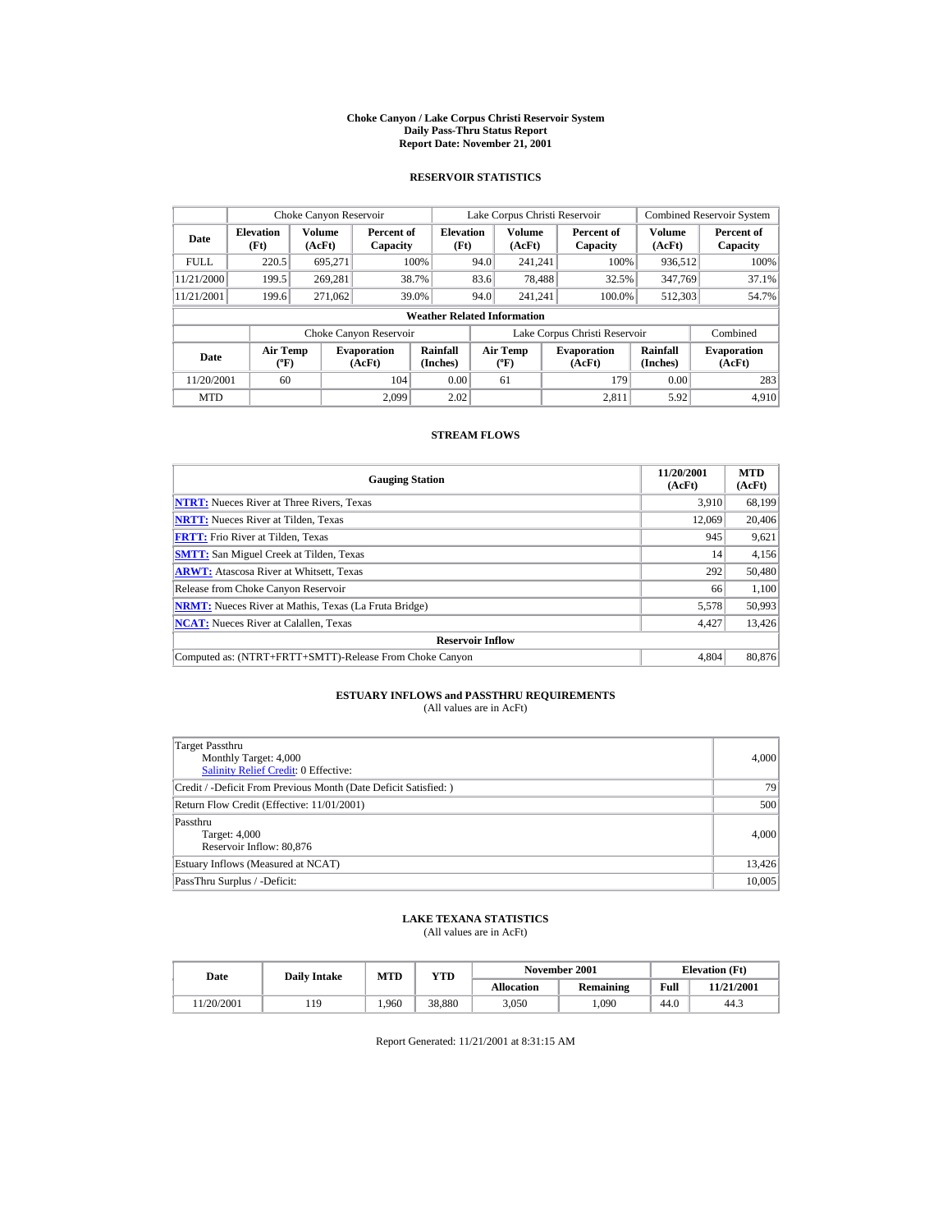# Choke Canyon / Lake Corpus Christi Reservoir System
## Daily Pass-Thru Status Report
### Report Date: November 21, 2001

## RESERVOIR STATISTICS

| Date | Choke Canyon Reservoir | | | Lake Corpus Christi Reservoir | | | Combined Reservoir System | |
|---|---|---|---|---|---|---|---|---|
| | Elevation (Ft) | Volume (AcFt) | Percent of Capacity | Elevation (Ft) | Volume (AcFt) | Percent of Capacity | Volume (AcFt) | Percent of Capacity |
| FULL | 220.5 | 695,271 | 100% | 94.0 | 241,241 | 100% | 936,512 | 100% |
| 11/21/2000 | 199.5 | 269,281 | 38.7% | 83.6 | 78,488 | 32.5% | 347,769 | 37.1% |
| 11/21/2001 | 199.6 | 271,062 | 39.0% | 94.0 | 241,241 | 100.0% | 512,303 | 54.7% |

**Weather Related Information**

| Date | Choke Canyon Reservoir | | | Lake Corpus Christi Reservoir | | | Combined |
|---|---|---|---|---|---|---|---|
| | Air Temp (ºF) | Evaporation (AcFt) | Rainfall (Inches) | Air Temp (ºF) | Evaporation (AcFt) | Rainfall (Inches) | Evaporation (AcFt) |
| 11/20/2001 | 60 | 104 | 0.00 | 61 | 179 | 0.00 | 283 |
| MTD | | 2,099 | 2.02 | | 2,811 | 5.92 | 4,910 |

## STREAM FLOWS

| Gauging Station | 11/20/2001 (AcFt) | MTD (AcFt) |
|---|---|---|
| NTRT: Nueces River at Three Rivers, Texas | 3,910 | 68,199 |
| NRTT: Nueces River at Tilden, Texas | 12,069 | 20,406 |
| FRTT: Frio River at Tilden, Texas | 945 | 9,621 |
| SMTT: San Miguel Creek at Tilden, Texas | 14 | 4,156 |
| ARWT: Atascosa River at Whitsett, Texas | 292 | 50,480 |
| Release from Choke Canyon Reservoir | 66 | 1,100 |
| NRMT: Nueces River at Mathis, Texas (La Fruta Bridge) | 5,578 | 50,993 |
| NCAT: Nueces River at Calallen, Texas | 4,427 | 13,426 |
| **Reservoir Inflow** | | |
| Computed as: (NTRT+FRTT+SMTT)-Release From Choke Canyon | 4,804 | 80,876 |

## ESTUARY INFLOWS and PASSTHRU REQUIREMENTS
(All values are in AcFt)

| | |
|---|---|
| Target Passthru<br>Monthly Target: 4,000<br>Salinity Relief Credit: 0 Effective: | 4,000 |
| Credit / -Deficit From Previous Month (Date Deficit Satisfied: ) | 79 |
| Return Flow Credit (Effective: 11/01/2001) | 500 |
| Passthru<br>Target: 4,000<br>Reservoir Inflow: 80,876 | 4,000 |
| Estuary Inflows (Measured at NCAT) | 13,426 |
| PassThru Surplus / -Deficit: | 10,005 |

## LAKE TEXANA STATISTICS
(All values are in AcFt)

| Date | Daily Intake | MTD | YTD | November 2001 | | Elevation (Ft) | |
|---|---|---|---|---|---|---|---|
| | | | | Allocation | Remaining | Full | 11/21/2001 |
| 11/20/2001 | 119 | 1,960 | 38,880 | 3,050 | 1,090 | 44.0 | 44.3 |

Report Generated: 11/21/2001 at 8:31:15 AM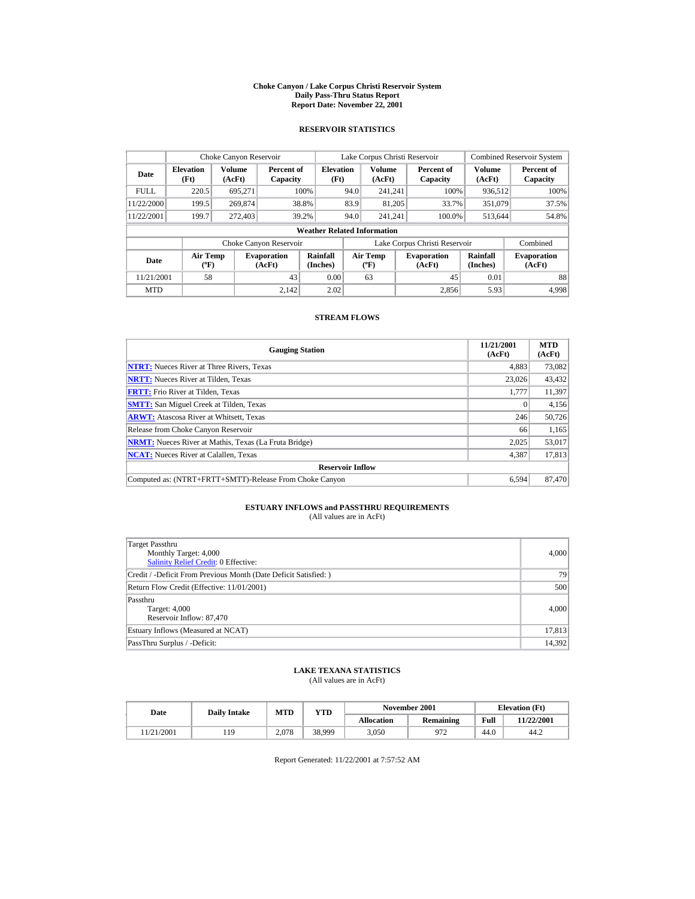# Choke Canyon / Lake Corpus Christi Reservoir System
## Daily Pass-Thru Status Report
## Report Date: November 22, 2001

### RESERVOIR STATISTICS

| Date | Choke Canyon Reservoir | | | Lake Corpus Christi Reservoir | | | Combined Reservoir System | |
|---|---|---|---|---|---|---|---|---|
| | Elevation (Ft) | Volume (AcFt) | Percent of Capacity | Elevation (Ft) | Volume (AcFt) | Percent of Capacity | Volume (AcFt) | Percent of Capacity |
| FULL | 220.5 | 695,271 | 100% | 94.0 | 241,241 | 100% | 936,512 | 100% |
| 11/22/2000 | 199.5 | 269,874 | 38.8% | 83.9 | 81,205 | 33.7% | 351,079 | 37.5% |
| 11/22/2001 | 199.7 | 272,403 | 39.2% | 94.0 | 241,241 | 100.0% | 513,644 | 54.8% |

**Weather Related Information**

| Date | Choke Canyon Reservoir | | | Lake Corpus Christi Reservoir | | | Combined |
|---|---|---|---|---|---|---|---|
| | Air Temp (ºF) | Evaporation (AcFt) | Rainfall (Inches) | Air Temp (ºF) | Evaporation (AcFt) | Rainfall (Inches) | Evaporation (AcFt) |
| 11/21/2001 | 58 | 43 | 0.00 | 63 | 45 | 0.01 | 88 |
| MTD | | 2,142 | 2.02 | | 2,856 | 5.93 | 4,998 |

### STREAM FLOWS

| Gauging Station | 11/21/2001 (AcFt) | MTD (AcFt) |
|---|---|---|
| NTRT: Nueces River at Three Rivers, Texas | 4,883 | 73,082 |
| NRTT: Nueces River at Tilden, Texas | 23,026 | 43,432 |
| FRTT: Frio River at Tilden, Texas | 1,777 | 11,397 |
| SMTT: San Miguel Creek at Tilden, Texas | 0 | 4,156 |
| ARWT: Atascosa River at Whitsett, Texas | 246 | 50,726 |
| Release from Choke Canyon Reservoir | 66 | 1,165 |
| NRMT: Nueces River at Mathis, Texas (La Fruta Bridge) | 2,025 | 53,017 |
| NCAT: Nueces River at Calallen, Texas | 4,387 | 17,813 |
| **Reservoir Inflow** | | |
| Computed as: (NTRT+FRTT+SMTT)-Release From Choke Canyon | 6,594 | 87,470 |

### ESTUARY INFLOWS and PASSTHRU REQUIREMENTS
(All values are in AcFt)

| | |
|---|---|
| Target Passthru<br>Monthly Target: 4,000<br>Salinity Relief Credit: 0 Effective: | 4,000 |
| Credit / -Deficit From Previous Month (Date Deficit Satisfied: ) | 79 |
| Return Flow Credit (Effective: 11/01/2001) | 500 |
| Passthru<br>Target: 4,000<br>Reservoir Inflow: 87,470 | 4,000 |
| Estuary Inflows (Measured at NCAT) | 17,813 |
| PassThru Surplus / -Deficit: | 14,392 |

### LAKE TEXANA STATISTICS
(All values are in AcFt)

| Date | Daily Intake | MTD | YTD | November 2001 | | Elevation (Ft) | |
|---|---|---|---|---|---|---|---|
| | | | | Allocation | Remaining | Full | 11/22/2001 |
| 11/21/2001 | 119 | 2,078 | 38,999 | 3,050 | 972 | 44.0 | 44.2 |

Report Generated: 11/22/2001 at 7:57:52 AM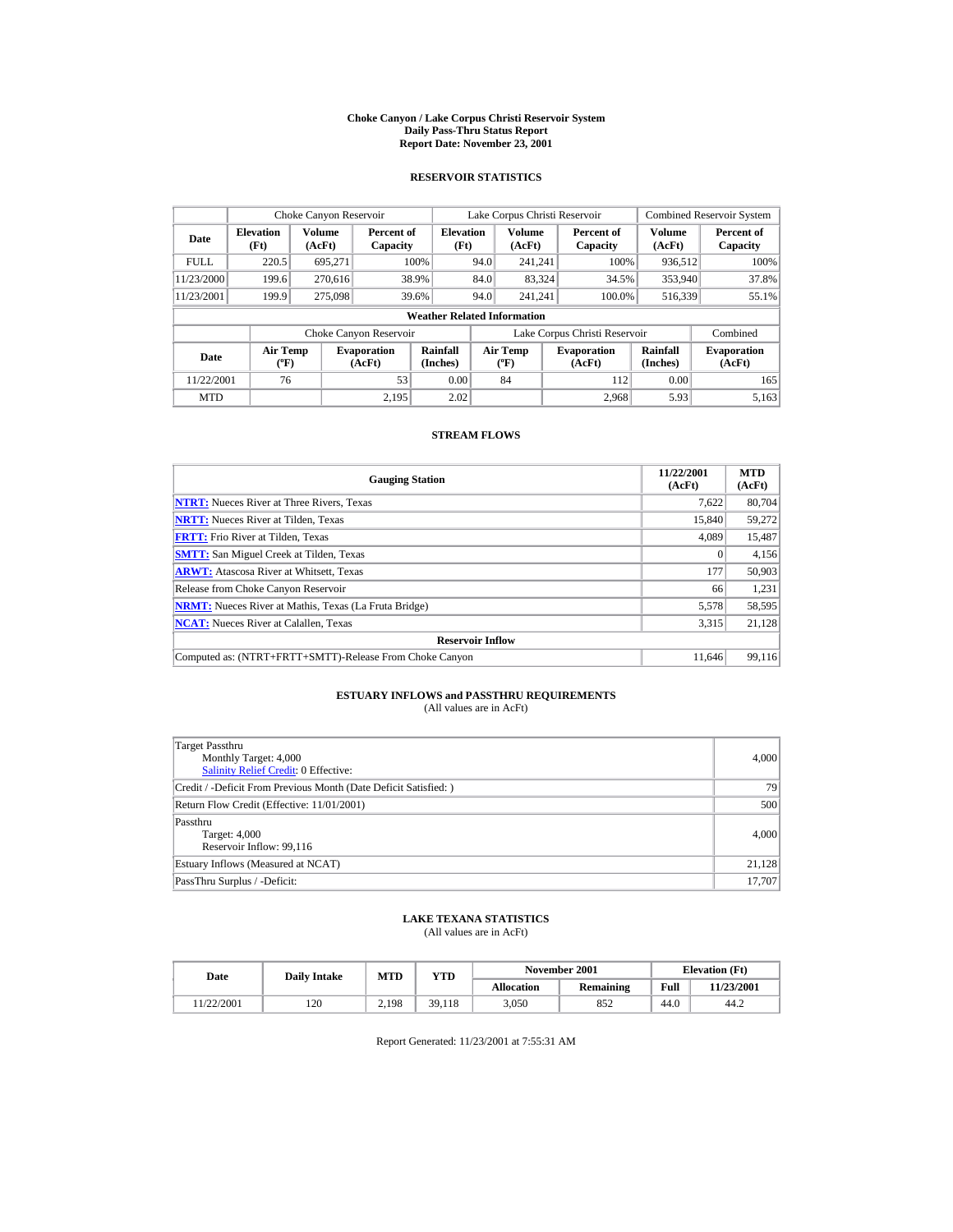# Choke Canyon / Lake Corpus Christi Reservoir System
## Daily Pass-Thru Status Report
### Report Date: November 23, 2001

## RESERVOIR STATISTICS

| | Choke Canyon Reservoir | | | Lake Corpus Christi Reservoir | | | Combined Reservoir System | |
|---|---|---|---|---|---|---|---|---|
| **Date** | **Elevation (Ft)** | **Volume (AcFt)** | **Percent of Capacity** | **Elevation (Ft)** | **Volume (AcFt)** | **Percent of Capacity** | **Volume (AcFt)** | **Percent of Capacity** |
| FULL | 220.5 | 695,271 | 100% | 94.0 | 241,241 | 100% | 936,512 | 100% |
| 11/23/2000 | 199.6 | 270,616 | 38.9% | 84.0 | 83,324 | 34.5% | 353,940 | 37.8% |
| 11/23/2001 | 199.9 | 275,098 | 39.6% | 94.0 | 241,241 | 100.0% | 516,339 | 55.1% |

**Weather Related Information**

| | Choke Canyon Reservoir | | | Lake Corpus Christi Reservoir | | | Combined |
|---|---|---|---|---|---|---|---|
| **Date** | **Air Temp (ºF)** | **Evaporation (AcFt)** | **Rainfall (Inches)** | **Air Temp (ºF)** | **Evaporation (AcFt)** | **Rainfall (Inches)** | **Evaporation (AcFt)** |
| 11/22/2001 | 76 | 53 | 0.00 | 84 | 112 | 0.00 | 165 |
| MTD | | 2,195 | 2.02 | | 2,968 | 5.93 | 5,163 |

## STREAM FLOWS

| Gauging Station | 11/22/2001 (AcFt) | MTD (AcFt) |
|---|---|---|
| **NTRT:** Nueces River at Three Rivers, Texas | 7,622 | 80,704 |
| **NRTT:** Nueces River at Tilden, Texas | 15,840 | 59,272 |
| **FRTT:** Frio River at Tilden, Texas | 4,089 | 15,487 |
| **SMTT:** San Miguel Creek at Tilden, Texas | 0 | 4,156 |
| **ARWT:** Atascosa River at Whitsett, Texas | 177 | 50,903 |
| Release from Choke Canyon Reservoir | 66 | 1,231 |
| **NRMT:** Nueces River at Mathis, Texas (La Fruta Bridge) | 5,578 | 58,595 |
| **NCAT:** Nueces River at Calallen, Texas | 3,315 | 21,128 |
| **Reservoir Inflow** | | |
| Computed as: (NTRT+FRTT+SMTT)-Release From Choke Canyon | 11,646 | 99,116 |

## ESTUARY INFLOWS and PASSTHRU REQUIREMENTS
(All values are in AcFt)

| | |
|---|---|
| Target Passthru<br>Monthly Target: 4,000<br>Salinity Relief Credit: 0 Effective: | 4,000 |
| Credit / -Deficit From Previous Month (Date Deficit Satisfied: ) | 79 |
| Return Flow Credit (Effective: 11/01/2001) | 500 |
| Passthru<br>Target: 4,000<br>Reservoir Inflow: 99,116 | 4,000 |
| Estuary Inflows (Measured at NCAT) | 21,128 |
| PassThru Surplus / -Deficit: | 17,707 |

## LAKE TEXANA STATISTICS
(All values are in AcFt)

| Date | Daily Intake | MTD | YTD | November 2001 | | Elevation (Ft) | |
|---|---|---|---|---|---|---|---|
| | | | | **Allocation** | **Remaining** | **Full** | **11/23/2001** |
| 11/22/2001 | 120 | 2,198 | 39,118 | 3,050 | 852 | 44.0 | 44.2 |

Report Generated: 11/23/2001 at 7:55:31 AM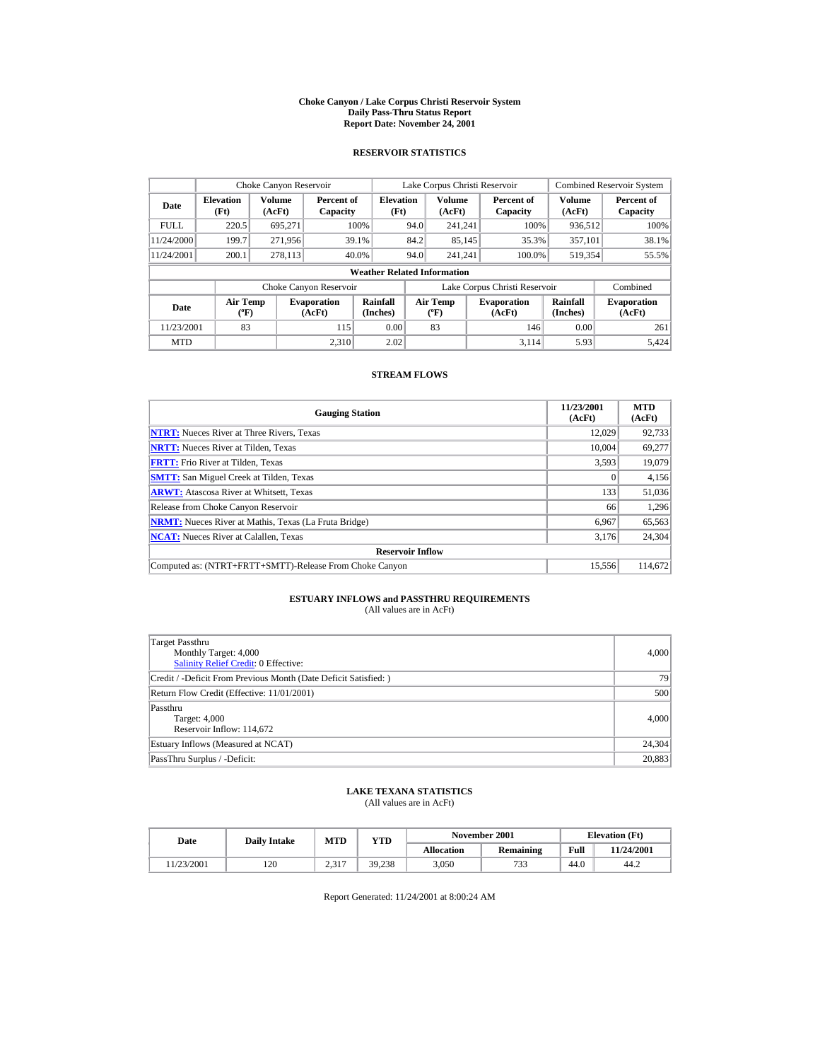# Choke Canyon / Lake Corpus Christi Reservoir System
## Daily Pass-Thru Status Report
### Report Date: November 24, 2001

## RESERVOIR STATISTICS

| | Choke Canyon Reservoir | | | Lake Corpus Christi Reservoir | | | Combined Reservoir System | |
|---|---|---|---|---|---|---|---|---|
| **Date** | **Elevation (Ft)** | **Volume (AcFt)** | **Percent of Capacity** | **Elevation (Ft)** | **Volume (AcFt)** | **Percent of Capacity** | **Volume (AcFt)** | **Percent of Capacity** |
| FULL | 220.5 | 695,271 | 100% | 94.0 | 241,241 | 100% | 936,512 | 100% |
| 11/24/2000 | 199.7 | 271,956 | 39.1% | 84.2 | 85,145 | 35.3% | 357,101 | 38.1% |
| 11/24/2001 | 200.1 | 278,113 | 40.0% | 94.0 | 241,241 | 100.0% | 519,354 | 55.5% |

**Weather Related Information**

| | Choke Canyon Reservoir | | | Lake Corpus Christi Reservoir | | | Combined |
|---|---|---|---|---|---|---|---|
| **Date** | **Air Temp (ºF)** | **Evaporation (AcFt)** | **Rainfall (Inches)** | **Air Temp (ºF)** | **Evaporation (AcFt)** | **Rainfall (Inches)** | **Evaporation (AcFt)** |
| 11/23/2001 | 83 | 115 | 0.00 | 83 | 146 | 0.00 | 261 |
| MTD | | 2,310 | 2.02 | | 3,114 | 5.93 | 5,424 |

## STREAM FLOWS

| Gauging Station | 11/23/2001 (AcFt) | MTD (AcFt) |
|---|---|---|
| **NTRT:** Nueces River at Three Rivers, Texas | 12,029 | 92,733 |
| **NRTT:** Nueces River at Tilden, Texas | 10,004 | 69,277 |
| **FRTT:** Frio River at Tilden, Texas | 3,593 | 19,079 |
| **SMTT:** San Miguel Creek at Tilden, Texas | 0 | 4,156 |
| **ARWT:** Atascosa River at Whitsett, Texas | 133 | 51,036 |
| Release from Choke Canyon Reservoir | 66 | 1,296 |
| **NRMT:** Nueces River at Mathis, Texas (La Fruta Bridge) | 6,967 | 65,563 |
| **NCAT:** Nueces River at Calallen, Texas | 3,176 | 24,304 |
| **Reservoir Inflow** | | |
| Computed as: (NTRT+FRTT+SMTT)-Release From Choke Canyon | 15,556 | 114,672 |

## ESTUARY INFLOWS and PASSTHRU REQUIREMENTS
(All values are in AcFt)

| | |
|---|---|
| Target Passthru<br>Monthly Target: 4,000<br>Salinity Relief Credit: 0 Effective: | 4,000 |
| Credit / -Deficit From Previous Month (Date Deficit Satisfied: ) | 79 |
| Return Flow Credit (Effective: 11/01/2001) | 500 |
| Passthru<br>Target: 4,000<br>Reservoir Inflow: 114,672 | 4,000 |
| Estuary Inflows (Measured at NCAT) | 24,304 |
| PassThru Surplus / -Deficit: | 20,883 |

## LAKE TEXANA STATISTICS
(All values are in AcFt)

| Date | Daily Intake | MTD | YTD | November 2001 | | Elevation (Ft) | |
|---|---|---|---|---|---|---|---|
| | | | | **Allocation** | **Remaining** | **Full** | **11/24/2001** |
| 11/23/2001 | 120 | 2,317 | 39,238 | 3,050 | 733 | 44.0 | 44.2 |

Report Generated: 11/24/2001 at 8:00:24 AM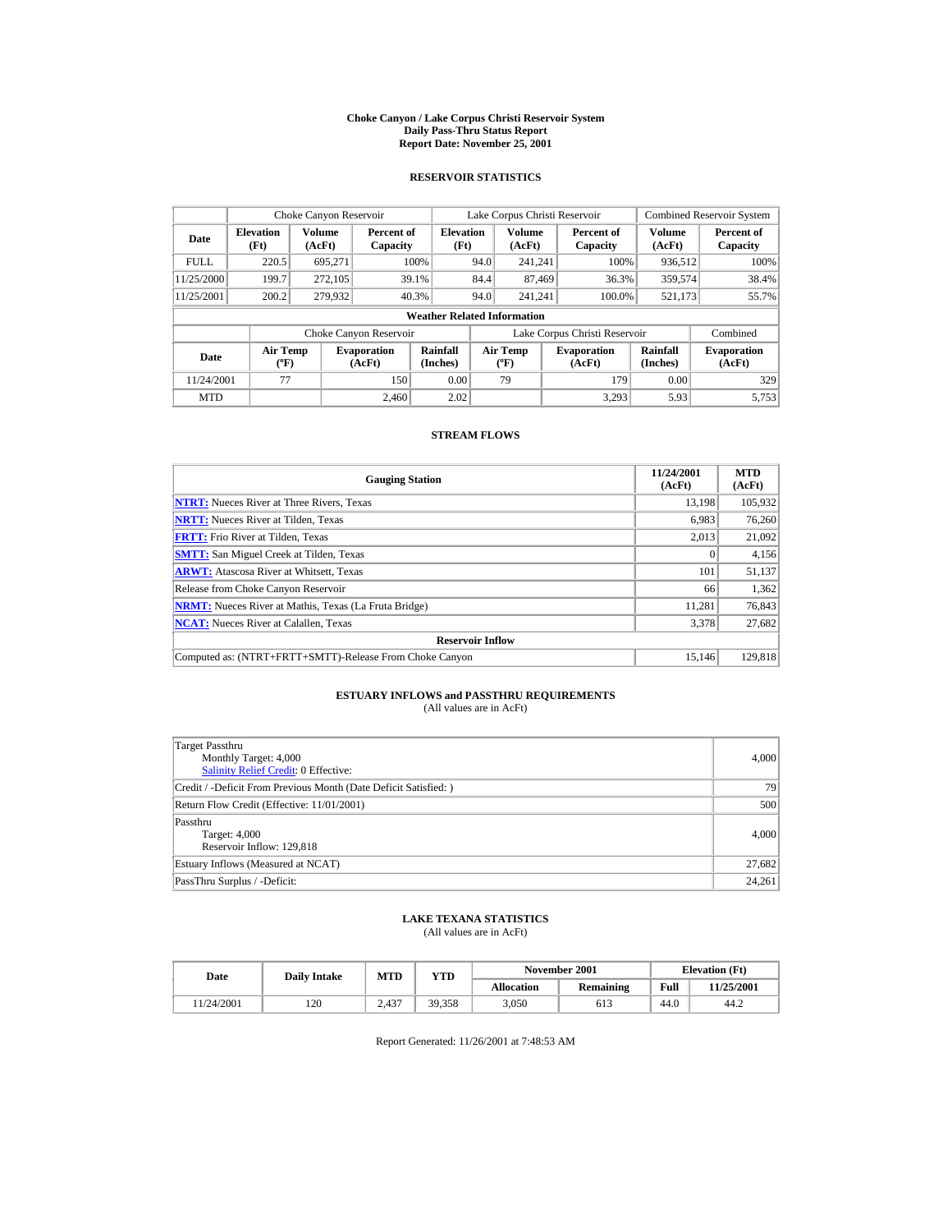# Choke Canyon / Lake Corpus Christi Reservoir System
## Daily Pass-Thru Status Report
### Report Date: November 25, 2001

## RESERVOIR STATISTICS

| | Choke Canyon Reservoir | | | Lake Corpus Christi Reservoir | | | Combined Reservoir System | |
|---|---|---|---|---|---|---|---|---|
| **Date** | **Elevation (Ft)** | **Volume (AcFt)** | **Percent of Capacity** | **Elevation (Ft)** | **Volume (AcFt)** | **Percent of Capacity** | **Volume (AcFt)** | **Percent of Capacity** |
| FULL | 220.5 | 695,271 | 100% | 94.0 | 241,241 | 100% | 936,512 | 100% |
| 11/25/2000 | 199.7 | 272,105 | 39.1% | 84.4 | 87,469 | 36.3% | 359,574 | 38.4% |
| 11/25/2001 | 200.2 | 279,932 | 40.3% | 94.0 | 241,241 | 100.0% | 521,173 | 55.7% |

**Weather Related Information**

| | Choke Canyon Reservoir | | | Lake Corpus Christi Reservoir | | | Combined |
|---|---|---|---|---|---|---|---|
| **Date** | **Air Temp (ºF)** | **Evaporation (AcFt)** | **Rainfall (Inches)** | **Air Temp (ºF)** | **Evaporation (AcFt)** | **Rainfall (Inches)** | **Evaporation (AcFt)** |
| 11/24/2001 | 77 | 150 | 0.00 | 79 | 179 | 0.00 | 329 |
| MTD | | 2,460 | 2.02 | | 3,293 | 5.93 | 5,753 |

## STREAM FLOWS

| Gauging Station | 11/24/2001 (AcFt) | MTD (AcFt) |
|---|---|---|
| **NTRT:** Nueces River at Three Rivers, Texas | 13,198 | 105,932 |
| **NRTT:** Nueces River at Tilden, Texas | 6,983 | 76,260 |
| **FRTT:** Frio River at Tilden, Texas | 2,013 | 21,092 |
| **SMTT:** San Miguel Creek at Tilden, Texas | 0 | 4,156 |
| **ARWT:** Atascosa River at Whitsett, Texas | 101 | 51,137 |
| Release from Choke Canyon Reservoir | 66 | 1,362 |
| **NRMT:** Nueces River at Mathis, Texas (La Fruta Bridge) | 11,281 | 76,843 |
| **NCAT:** Nueces River at Calallen, Texas | 3,378 | 27,682 |
| **Reservoir Inflow** | | |
| Computed as: (NTRT+FRTT+SMTT)-Release From Choke Canyon | 15,146 | 129,818 |

## ESTUARY INFLOWS and PASSTHRU REQUIREMENTS
(All values are in AcFt)

| | |
|---|---|
| Target Passthru<br>Monthly Target: 4,000<br>Salinity Relief Credit: 0 Effective: | 4,000 |
| Credit / -Deficit From Previous Month (Date Deficit Satisfied: ) | 79 |
| Return Flow Credit (Effective: 11/01/2001) | 500 |
| Passthru<br>Target: 4,000<br>Reservoir Inflow: 129,818 | 4,000 |
| Estuary Inflows (Measured at NCAT) | 27,682 |
| PassThru Surplus / -Deficit: | 24,261 |

## LAKE TEXANA STATISTICS
(All values are in AcFt)

| Date | Daily Intake | MTD | YTD | November 2001 | | Elevation (Ft) | |
|---|---|---|---|---|---|---|---|
| | | | | **Allocation** | **Remaining** | **Full** | **11/25/2001** |
| 11/24/2001 | 120 | 2,437 | 39,358 | 3,050 | 613 | 44.0 | 44.2 |

Report Generated: 11/26/2001 at 7:48:53 AM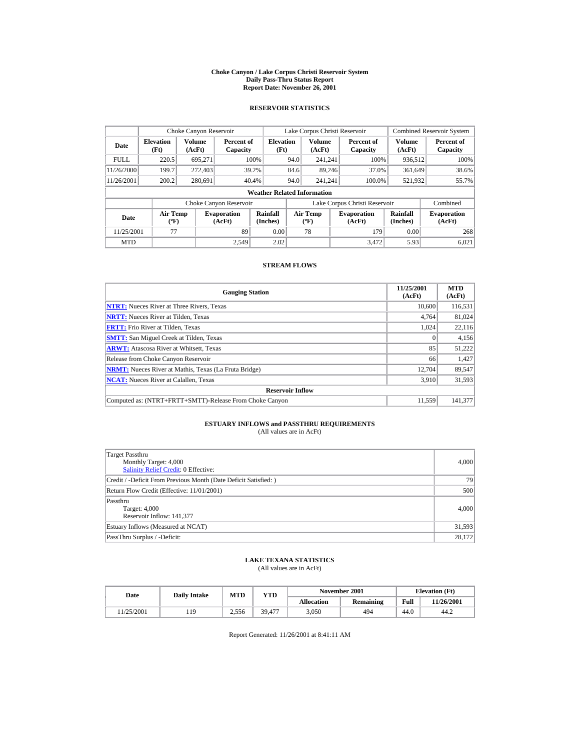# Choke Canyon / Lake Corpus Christi Reservoir System
## Daily Pass-Thru Status Report
### Report Date: November 26, 2001

## RESERVOIR STATISTICS

| Date | Choke Canyon Reservoir | | | Lake Corpus Christi Reservoir | | | Combined Reservoir System | |
|---|---|---|---|---|---|---|---|---|
| | Elevation (Ft) | Volume (AcFt) | Percent of Capacity | Elevation (Ft) | Volume (AcFt) | Percent of Capacity | Volume (AcFt) | Percent of Capacity |
| FULL | 220.5 | 695,271 | 100% | 94.0 | 241,241 | 100% | 936,512 | 100% |
| 11/26/2000 | 199.7 | 272,403 | 39.2% | 84.6 | 89,246 | 37.0% | 361,649 | 38.6% |
| 11/26/2001 | 200.2 | 280,691 | 40.4% | 94.0 | 241,241 | 100.0% | 521,932 | 55.7% |

**Weather Related Information**

| Date | Choke Canyon Reservoir | | | Lake Corpus Christi Reservoir | | | Combined |
|---|---|---|---|---|---|---|---|
| | Air Temp (ºF) | Evaporation (AcFt) | Rainfall (Inches) | Air Temp (ºF) | Evaporation (AcFt) | Rainfall (Inches) | Evaporation (AcFt) |
| 11/25/2001 | 77 | 89 | 0.00 | 78 | 179 | 0.00 | 268 |
| MTD | | 2,549 | 2.02 | | 3,472 | 5.93 | 6,021 |

## STREAM FLOWS

| Gauging Station | 11/25/2001 (AcFt) | MTD (AcFt) |
|---|---|---|
| NTRT: Nueces River at Three Rivers, Texas | 10,600 | 116,531 |
| NRTT: Nueces River at Tilden, Texas | 4,764 | 81,024 |
| FRTT: Frio River at Tilden, Texas | 1,024 | 22,116 |
| SMTT: San Miguel Creek at Tilden, Texas | 0 | 4,156 |
| ARWT: Atascosa River at Whitsett, Texas | 85 | 51,222 |
| Release from Choke Canyon Reservoir | 66 | 1,427 |
| NRMT: Nueces River at Mathis, Texas (La Fruta Bridge) | 12,704 | 89,547 |
| NCAT: Nueces River at Calallen, Texas | 3,910 | 31,593 |
| **Reservoir Inflow** | | |
| Computed as: (NTRT+FRTT+SMTT)-Release From Choke Canyon | 11,559 | 141,377 |

## ESTUARY INFLOWS and PASSTHRU REQUIREMENTS
(All values are in AcFt)

| | |
|---|---|
| Target Passthru<br>Monthly Target: 4,000<br>Salinity Relief Credit: 0 Effective: | 4,000 |
| Credit / -Deficit From Previous Month (Date Deficit Satisfied: ) | 79 |
| Return Flow Credit (Effective: 11/01/2001) | 500 |
| Passthru<br>Target: 4,000<br>Reservoir Inflow: 141,377 | 4,000 |
| Estuary Inflows (Measured at NCAT) | 31,593 |
| PassThru Surplus / -Deficit: | 28,172 |

## LAKE TEXANA STATISTICS
(All values are in AcFt)

| Date | Daily Intake | MTD | YTD | November 2001 | | Elevation (Ft) | |
|---|---|---|---|---|---|---|---|
| | | | | Allocation | Remaining | Full | 11/26/2001 |
| 11/25/2001 | 119 | 2,556 | 39,477 | 3,050 | 494 | 44.0 | 44.2 |

Report Generated: 11/26/2001 at 8:41:11 AM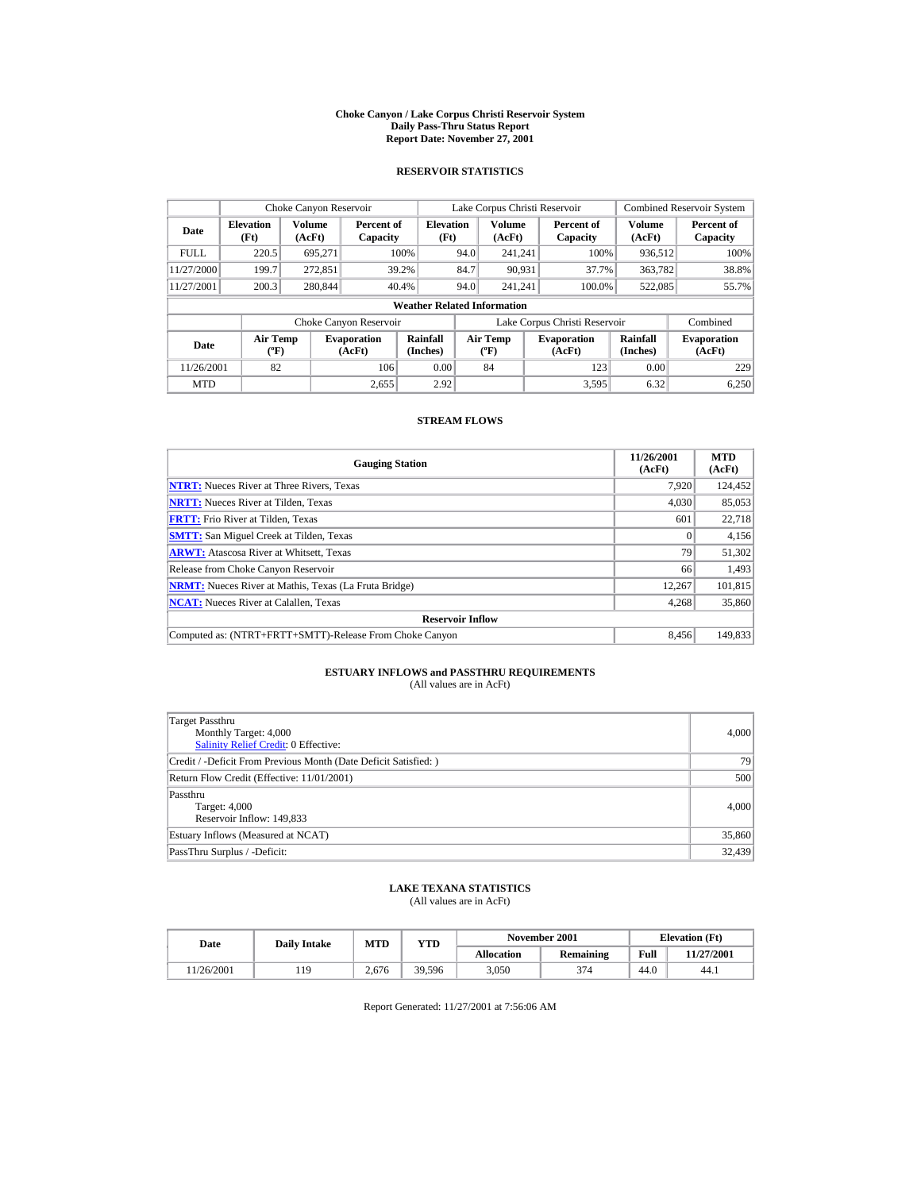# Choke Canyon / Lake Corpus Christi Reservoir System
## Daily Pass-Thru Status Report
### Report Date: November 27, 2001

## RESERVOIR STATISTICS

| Date | Choke Canyon Reservoir | | | Lake Corpus Christi Reservoir | | | Combined Reservoir System | |
|---|---|---|---|---|---|---|---|---|
| | Elevation (Ft) | Volume (AcFt) | Percent of Capacity | Elevation (Ft) | Volume (AcFt) | Percent of Capacity | Volume (AcFt) | Percent of Capacity |
| FULL | 220.5 | 695,271 | 100% | 94.0 | 241,241 | 100% | 936,512 | 100% |
| 11/27/2000 | 199.7 | 272,851 | 39.2% | 84.7 | 90,931 | 37.7% | 363,782 | 38.8% |
| 11/27/2001 | 200.3 | 280,844 | 40.4% | 94.0 | 241,241 | 100.0% | 522,085 | 55.7% |

**Weather Related Information**

| Date | Choke Canyon Reservoir | | | Lake Corpus Christi Reservoir | | | Combined |
|---|---|---|---|---|---|---|---|
| | Air Temp (ºF) | Evaporation (AcFt) | Rainfall (Inches) | Air Temp (ºF) | Evaporation (AcFt) | Rainfall (Inches) | Evaporation (AcFt) |
| 11/26/2001 | 82 | 106 | 0.00 | 84 | 123 | 0.00 | 229 |
| MTD | | 2,655 | 2.92 | | 3,595 | 6.32 | 6,250 |

## STREAM FLOWS

| Gauging Station | 11/26/2001 (AcFt) | MTD (AcFt) |
|---|---|---|
| NTRT: Nueces River at Three Rivers, Texas | 7,920 | 124,452 |
| NRTT: Nueces River at Tilden, Texas | 4,030 | 85,053 |
| FRTT: Frio River at Tilden, Texas | 601 | 22,718 |
| SMTT: San Miguel Creek at Tilden, Texas | 0 | 4,156 |
| ARWT: Atascosa River at Whitsett, Texas | 79 | 51,302 |
| Release from Choke Canyon Reservoir | 66 | 1,493 |
| NRMT: Nueces River at Mathis, Texas (La Fruta Bridge) | 12,267 | 101,815 |
| NCAT: Nueces River at Calallen, Texas | 4,268 | 35,860 |
| **Reservoir Inflow** | | |
| Computed as: (NTRT+FRTT+SMTT)-Release From Choke Canyon | 8,456 | 149,833 |

## ESTUARY INFLOWS and PASSTHRU REQUIREMENTS
(All values are in AcFt)

| | |
|---|---|
| Target Passthru<br>Monthly Target: 4,000<br>Salinity Relief Credit: 0 Effective: | 4,000 |
| Credit / -Deficit From Previous Month (Date Deficit Satisfied: ) | 79 |
| Return Flow Credit (Effective: 11/01/2001) | 500 |
| Passthru<br>Target: 4,000<br>Reservoir Inflow: 149,833 | 4,000 |
| Estuary Inflows (Measured at NCAT) | 35,860 |
| PassThru Surplus / -Deficit: | 32,439 |

## LAKE TEXANA STATISTICS
(All values are in AcFt)

| Date | Daily Intake | MTD | YTD | November 2001 | | Elevation (Ft) | |
|---|---|---|---|---|---|---|---|
| | | | | Allocation | Remaining | Full | 11/27/2001 |
| 11/26/2001 | 119 | 2,676 | 39,596 | 3,050 | 374 | 44.0 | 44.1 |

Report Generated: 11/27/2001 at 7:56:06 AM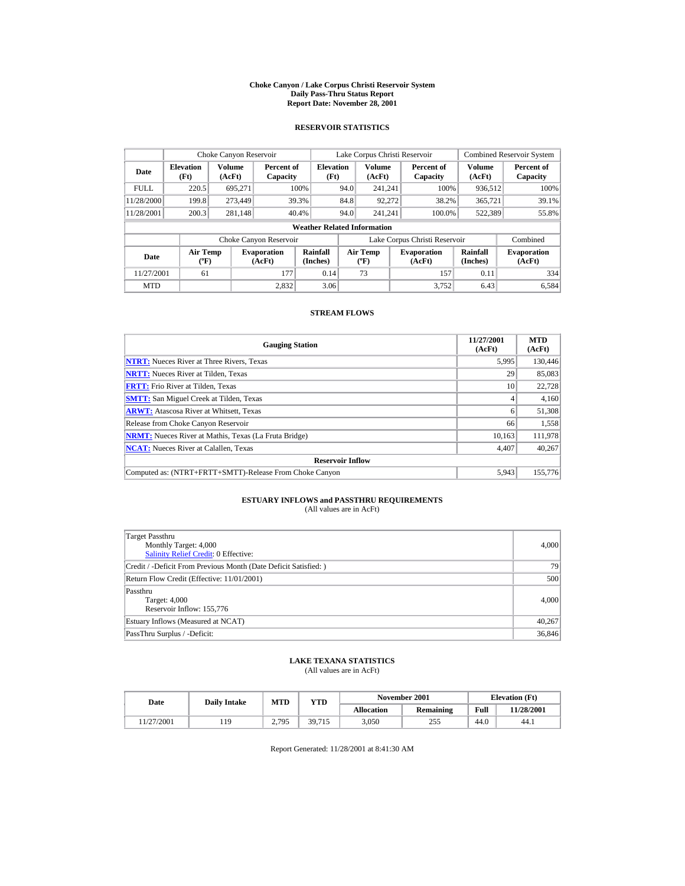# Choke Canyon / Lake Corpus Christi Reservoir System
## Daily Pass-Thru Status Report
### Report Date: November 28, 2001

## RESERVOIR STATISTICS

| Date | Choke Canyon Reservoir | | | Lake Corpus Christi Reservoir | | | Combined Reservoir System | |
|---|---|---|---|---|---|---|---|---|
| | Elevation (Ft) | Volume (AcFt) | Percent of Capacity | Elevation (Ft) | Volume (AcFt) | Percent of Capacity | Volume (AcFt) | Percent of Capacity |
| FULL | 220.5 | 695,271 | 100% | 94.0 | 241,241 | 100% | 936,512 | 100% |
| 11/28/2000 | 199.8 | 273,449 | 39.3% | 84.8 | 92,272 | 38.2% | 365,721 | 39.1% |
| 11/28/2001 | 200.3 | 281,148 | 40.4% | 94.0 | 241,241 | 100.0% | 522,389 | 55.8% |

**Weather Related Information**

| Date | Choke Canyon Reservoir | | | Lake Corpus Christi Reservoir | | | Combined |
|---|---|---|---|---|---|---|---|
| | Air Temp (ºF) | Evaporation (AcFt) | Rainfall (Inches) | Air Temp (ºF) | Evaporation (AcFt) | Rainfall (Inches) | Evaporation (AcFt) |
| 11/27/2001 | 61 | 177 | 0.14 | 73 | 157 | 0.11 | 334 |
| MTD | | 2,832 | 3.06 | | 3,752 | 6.43 | 6,584 |

## STREAM FLOWS

| Gauging Station | 11/27/2001 (AcFt) | MTD (AcFt) |
|---|---|---|
| NTRT: Nueces River at Three Rivers, Texas | 5,995 | 130,446 |
| NRTT: Nueces River at Tilden, Texas | 29 | 85,083 |
| FRTT: Frio River at Tilden, Texas | 10 | 22,728 |
| SMTT: San Miguel Creek at Tilden, Texas | 4 | 4,160 |
| ARWT: Atascosa River at Whitsett, Texas | 6 | 51,308 |
| Release from Choke Canyon Reservoir | 66 | 1,558 |
| NRMT: Nueces River at Mathis, Texas (La Fruta Bridge) | 10,163 | 111,978 |
| NCAT: Nueces River at Calallen, Texas | 4,407 | 40,267 |
| **Reservoir Inflow** | | |
| Computed as: (NTRT+FRTT+SMTT)-Release From Choke Canyon | 5,943 | 155,776 |

## ESTUARY INFLOWS and PASSTHRU REQUIREMENTS
(All values are in AcFt)

| | |
|---|---|
| Target Passthru<br>Monthly Target: 4,000<br>Salinity Relief Credit: 0 Effective: | 4,000 |
| Credit / -Deficit From Previous Month (Date Deficit Satisfied: ) | 79 |
| Return Flow Credit (Effective: 11/01/2001) | 500 |
| Passthru<br>Target: 4,000<br>Reservoir Inflow: 155,776 | 4,000 |
| Estuary Inflows (Measured at NCAT) | 40,267 |
| PassThru Surplus / -Deficit: | 36,846 |

## LAKE TEXANA STATISTICS
(All values are in AcFt)

| Date | Daily Intake | MTD | YTD | November 2001 | | Elevation (Ft) | |
|---|---|---|---|---|---|---|---|
| | | | | Allocation | Remaining | Full | 11/28/2001 |
| 11/27/2001 | 119 | 2,795 | 39,715 | 3,050 | 255 | 44.0 | 44.1 |

Report Generated: 11/28/2001 at 8:41:30 AM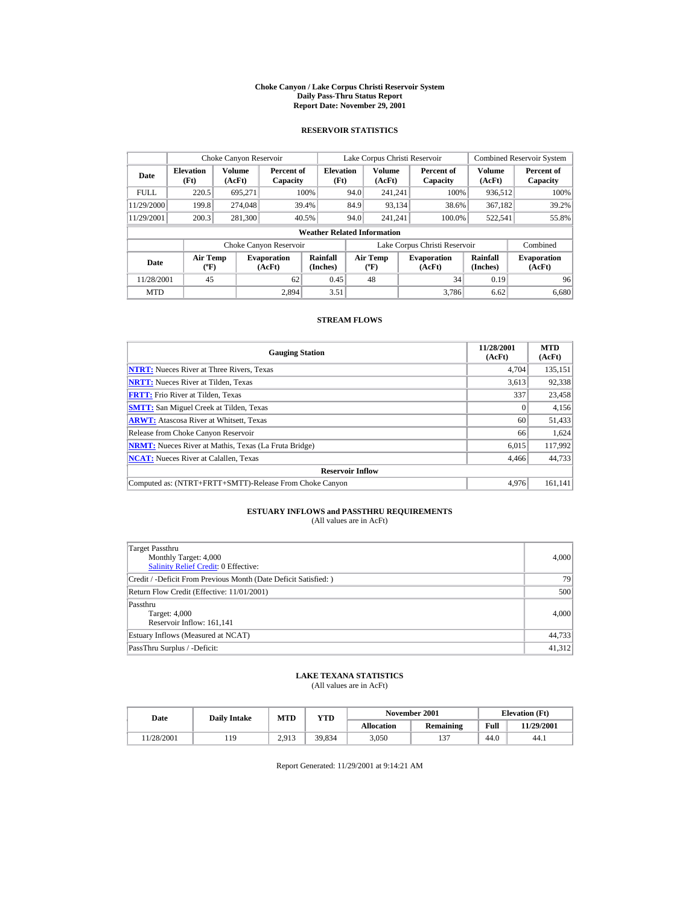# Choke Canyon / Lake Corpus Christi Reservoir System
## Daily Pass-Thru Status Report
## Report Date: November 29, 2001

### RESERVOIR STATISTICS

| | Choke Canyon Reservoir | | | Lake Corpus Christi Reservoir | | | Combined Reservoir System | |
|---|---|---|---|---|---|---|---|---|
| **Date** | **Elevation (Ft)** | **Volume (AcFt)** | **Percent of Capacity** | **Elevation (Ft)** | **Volume (AcFt)** | **Percent of Capacity** | **Volume (AcFt)** | **Percent of Capacity** |
| FULL | 220.5 | 695,271 | 100% | 94.0 | 241,241 | 100% | 936,512 | 100% |
| 11/29/2000 | 199.8 | 274,048 | 39.4% | 84.9 | 93,134 | 38.6% | 367,182 | 39.2% |
| 11/29/2001 | 200.3 | 281,300 | 40.5% | 94.0 | 241,241 | 100.0% | 522,541 | 55.8% |

**Weather Related Information**

| | Choke Canyon Reservoir | | | Lake Corpus Christi Reservoir | | | Combined |
|---|---|---|---|---|---|---|---|
| **Date** | **Air Temp (ºF)** | **Evaporation (AcFt)** | **Rainfall (Inches)** | **Air Temp (ºF)** | **Evaporation (AcFt)** | **Rainfall (Inches)** | **Evaporation (AcFt)** |
| 11/28/2001 | 45 | 62 | 0.45 | 48 | 34 | 0.19 | 96 |
| MTD | | 2,894 | 3.51 | | 3,786 | 6.62 | 6,680 |

### STREAM FLOWS

| Gauging Station | 11/28/2001 (AcFt) | MTD (AcFt) |
|---|---|---|
| NTRT: Nueces River at Three Rivers, Texas | 4,704 | 135,151 |
| NRTT: Nueces River at Tilden, Texas | 3,613 | 92,338 |
| FRTT: Frio River at Tilden, Texas | 337 | 23,458 |
| SMTT: San Miguel Creek at Tilden, Texas | 0 | 4,156 |
| ARWT: Atascosa River at Whitsett, Texas | 60 | 51,433 |
| Release from Choke Canyon Reservoir | 66 | 1,624 |
| NRMT: Nueces River at Mathis, Texas (La Fruta Bridge) | 6,015 | 117,992 |
| NCAT: Nueces River at Calallen, Texas | 4,466 | 44,733 |
| **Reservoir Inflow** | | |
| Computed as: (NTRT+FRTT+SMTT)-Release From Choke Canyon | 4,976 | 161,141 |

### ESTUARY INFLOWS and PASSTHRU REQUIREMENTS
(All values are in AcFt)

| | |
|---|---|
| Target Passthru<br>Monthly Target: 4,000<br>Salinity Relief Credit: 0 Effective: | 4,000 |
| Credit / -Deficit From Previous Month (Date Deficit Satisfied: ) | 79 |
| Return Flow Credit (Effective: 11/01/2001) | 500 |
| Passthru<br>Target: 4,000<br>Reservoir Inflow: 161,141 | 4,000 |
| Estuary Inflows (Measured at NCAT) | 44,733 |
| PassThru Surplus / -Deficit: | 41,312 |

### LAKE TEXANA STATISTICS
(All values are in AcFt)

| Date | Daily Intake | MTD | YTD | November 2001 | | Elevation (Ft) | |
|---|---|---|---|---|---|---|---|
| | | | | **Allocation** | **Remaining** | **Full** | **11/29/2001** |
| 11/28/2001 | 119 | 2,913 | 39,834 | 3,050 | 137 | 44.0 | 44.1 |

Report Generated: 11/29/2001 at 9:14:21 AM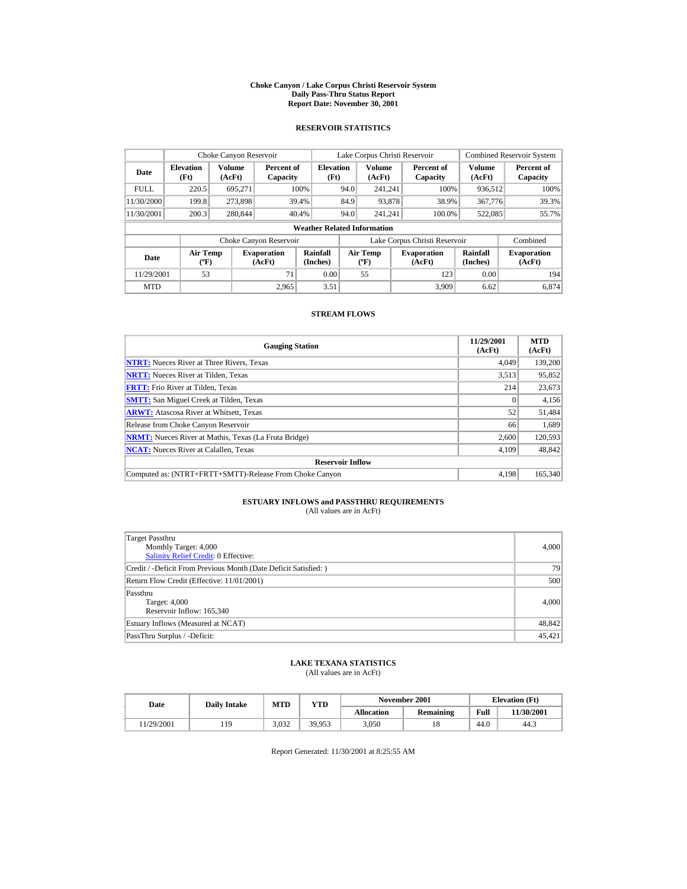**Choke Canyon / Lake Corpus Christi Reservoir System**
**Daily Pass-Thru Status Report**
**Report Date: November 30, 2001**

## RESERVOIR STATISTICS

| | Choke Canyon Reservoir | | | Lake Corpus Christi Reservoir | | | Combined Reservoir System | |
|---|---|---|---|---|---|---|---|---|
| **Date** | **Elevation (Ft)** | **Volume (AcFt)** | **Percent of Capacity** | **Elevation (Ft)** | **Volume (AcFt)** | **Percent of Capacity** | **Volume (AcFt)** | **Percent of Capacity** |
| FULL | 220.5 | 695,271 | 100% | 94.0 | 241,241 | 100% | 936,512 | 100% |
| 11/30/2000 | 199.8 | 273,898 | 39.4% | 84.9 | 93,878 | 38.9% | 367,776 | 39.3% |
| 11/30/2001 | 200.3 | 280,844 | 40.4% | 94.0 | 241,241 | 100.0% | 522,085 | 55.7% |

**Weather Related Information**

| | Choke Canyon Reservoir | | | Lake Corpus Christi Reservoir | | | Combined |
|---|---|---|---|---|---|---|---|
| **Date** | **Air Temp (ºF)** | **Evaporation (AcFt)** | **Rainfall (Inches)** | **Air Temp (ºF)** | **Evaporation (AcFt)** | **Rainfall (Inches)** | **Evaporation (AcFt)** |
| 11/29/2001 | 53 | 71 | 0.00 | 55 | 123 | 0.00 | 194 |
| MTD | | 2,965 | 3.51 | | 3,909 | 6.62 | 6,874 |

## STREAM FLOWS

| Gauging Station | 11/29/2001 (AcFt) | MTD (AcFt) |
|---|---|---|
| **NTRT:** Nueces River at Three Rivers, Texas | 4,049 | 139,200 |
| **NRTT:** Nueces River at Tilden, Texas | 3,513 | 95,852 |
| **FRTT:** Frio River at Tilden, Texas | 214 | 23,673 |
| **SMTT:** San Miguel Creek at Tilden, Texas | 0 | 4,156 |
| **ARWT:** Atascosa River at Whitsett, Texas | 52 | 51,484 |
| Release from Choke Canyon Reservoir | 66 | 1,689 |
| **NRMT:** Nueces River at Mathis, Texas (La Fruta Bridge) | 2,600 | 120,593 |
| **NCAT:** Nueces River at Calallen, Texas | 4,109 | 48,842 |
| **Reservoir Inflow** | | |
| Computed as: (NTRT+FRTT+SMTT)-Release From Choke Canyon | 4,198 | 165,340 |

## ESTUARY INFLOWS and PASSTHRU REQUIREMENTS

(All values are in AcFt)

| | |
|---|---|
| Target Passthru<br>Monthly Target: 4,000<br>Salinity Relief Credit: 0 Effective: | 4,000 |
| Credit / -Deficit From Previous Month (Date Deficit Satisfied: ) | 79 |
| Return Flow Credit (Effective: 11/01/2001) | 500 |
| Passthru<br>Target: 4,000<br>Reservoir Inflow: 165,340 | 4,000 |
| Estuary Inflows (Measured at NCAT) | 48,842 |
| PassThru Surplus / -Deficit: | 45,421 |

## LAKE TEXANA STATISTICS

(All values are in AcFt)

| Date | Daily Intake | MTD | YTD | November 2001 | | Elevation (Ft) | |
|---|---|---|---|---|---|---|---|
| | | | | **Allocation** | **Remaining** | **Full** | **11/30/2001** |
| 11/29/2001 | 119 | 3,032 | 39,953 | 3,050 | 18 | 44.0 | 44.3 |

Report Generated: 11/30/2001 at 8:25:55 AM